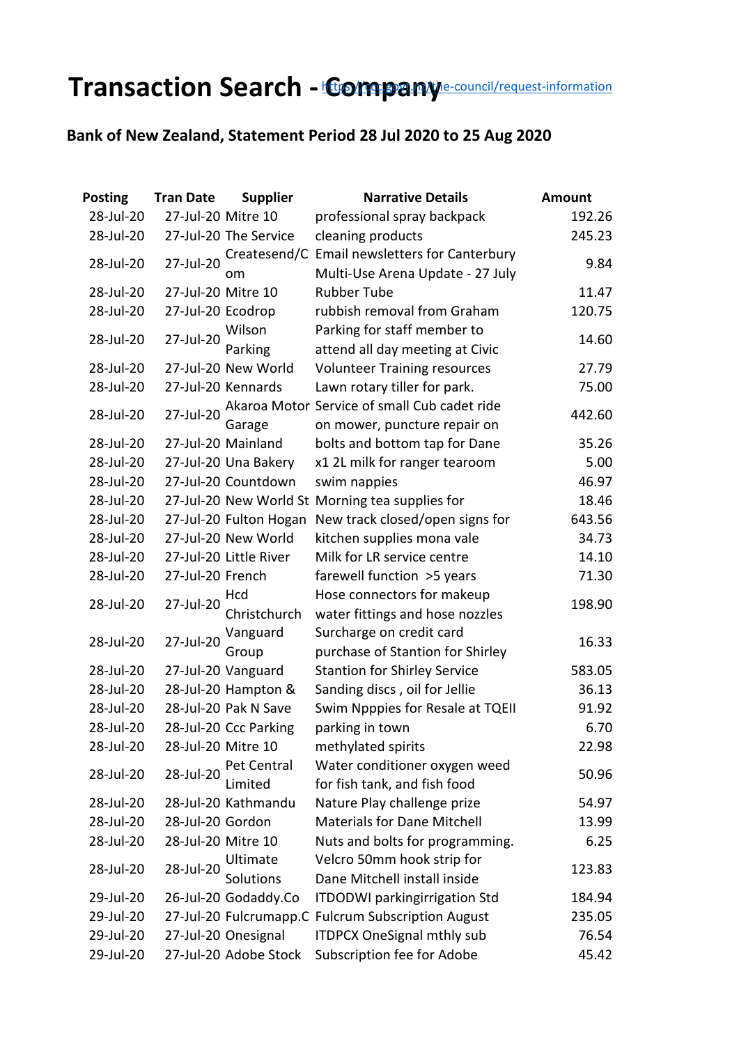# Transaction Search - Company

https://ccc.govt.nz/the-council/request-information

## Bank of New Zealand, Statement Period 28 Jul 2020 to 25 Aug 2020

| Posting | Tran Date | Supplier | Narrative Details | Amount |
|---|---|---|---|---|
| 28-Jul-20 | 27-Jul-20 | Mitre 10 | professional spray backpack | 192.26 |
| 28-Jul-20 | 27-Jul-20 | The Service | cleaning products | 245.23 |
| 28-Jul-20 | 27-Jul-20 | Createsend/Com | Email newsletters for Canterbury Multi-Use Arena Update - 27 July | 9.84 |
| 28-Jul-20 | 27-Jul-20 | Mitre 10 | Rubber Tube | 11.47 |
| 28-Jul-20 | 27-Jul-20 | Ecodrop | rubbish removal from Graham | 120.75 |
| 28-Jul-20 | 27-Jul-20 | Wilson Parking | Parking for staff member to attend all day meeting at Civic | 14.60 |
| 28-Jul-20 | 27-Jul-20 | New World | Volunteer Training resources | 27.79 |
| 28-Jul-20 | 27-Jul-20 | Kennards | Lawn rotary tiller for park. | 75.00 |
| 28-Jul-20 | 27-Jul-20 | Akaroa Motor Garage | Service of small Cub cadet ride on mower, puncture repair on | 442.60 |
| 28-Jul-20 | 27-Jul-20 | Mainland | bolts and bottom tap for Dane | 35.26 |
| 28-Jul-20 | 27-Jul-20 | Una Bakery | x1 2L milk for ranger tearoom | 5.00 |
| 28-Jul-20 | 27-Jul-20 | Countdown | swim nappies | 46.97 |
| 28-Jul-20 | 27-Jul-20 | New World St | Morning tea supplies for | 18.46 |
| 28-Jul-20 | 27-Jul-20 | Fulton Hogan | New track closed/open signs for | 643.56 |
| 28-Jul-20 | 27-Jul-20 | New World | kitchen supplies mona vale | 34.73 |
| 28-Jul-20 | 27-Jul-20 | Little River | Milk for LR service centre | 14.10 |
| 28-Jul-20 | 27-Jul-20 | French | farewell function >5 years | 71.30 |
| 28-Jul-20 | 27-Jul-20 | Hcd Christchurch | Hose connectors for makeup water fittings and hose nozzles | 198.90 |
| 28-Jul-20 | 27-Jul-20 | Vanguard Group | Surcharge on credit card purchase of Stantion for Shirley | 16.33 |
| 28-Jul-20 | 27-Jul-20 | Vanguard | Stantion for Shirley Service | 583.05 |
| 28-Jul-20 | 28-Jul-20 | Hampton & | Sanding discs , oil for Jellie | 36.13 |
| 28-Jul-20 | 28-Jul-20 | Pak N Save | Swim Npppies for Resale at TQEII | 91.92 |
| 28-Jul-20 | 28-Jul-20 | Ccc Parking | parking in town | 6.70 |
| 28-Jul-20 | 28-Jul-20 | Mitre 10 | methylated spirits | 22.98 |
| 28-Jul-20 | 28-Jul-20 | Pet Central Limited | Water conditioner oxygen weed for fish tank, and fish food | 50.96 |
| 28-Jul-20 | 28-Jul-20 | Kathmandu | Nature Play challenge prize | 54.97 |
| 28-Jul-20 | 28-Jul-20 | Gordon | Materials for Dane Mitchell | 13.99 |
| 28-Jul-20 | 28-Jul-20 | Mitre 10 | Nuts and bolts for programming. | 6.25 |
| 28-Jul-20 | 28-Jul-20 | Ultimate Solutions | Velcro 50mm hook strip for Dane Mitchell install inside | 123.83 |
| 29-Jul-20 | 26-Jul-20 | Godaddy.Co | ITDODWI parkingirrigation Std | 184.94 |
| 29-Jul-20 | 27-Jul-20 | Fulcrumapp.C | Fulcrum Subscription August | 235.05 |
| 29-Jul-20 | 27-Jul-20 | Onesignal | ITDPCX OneSignal mthly sub | 76.54 |
| 29-Jul-20 | 27-Jul-20 | Adobe Stock | Subscription fee for Adobe | 45.42 |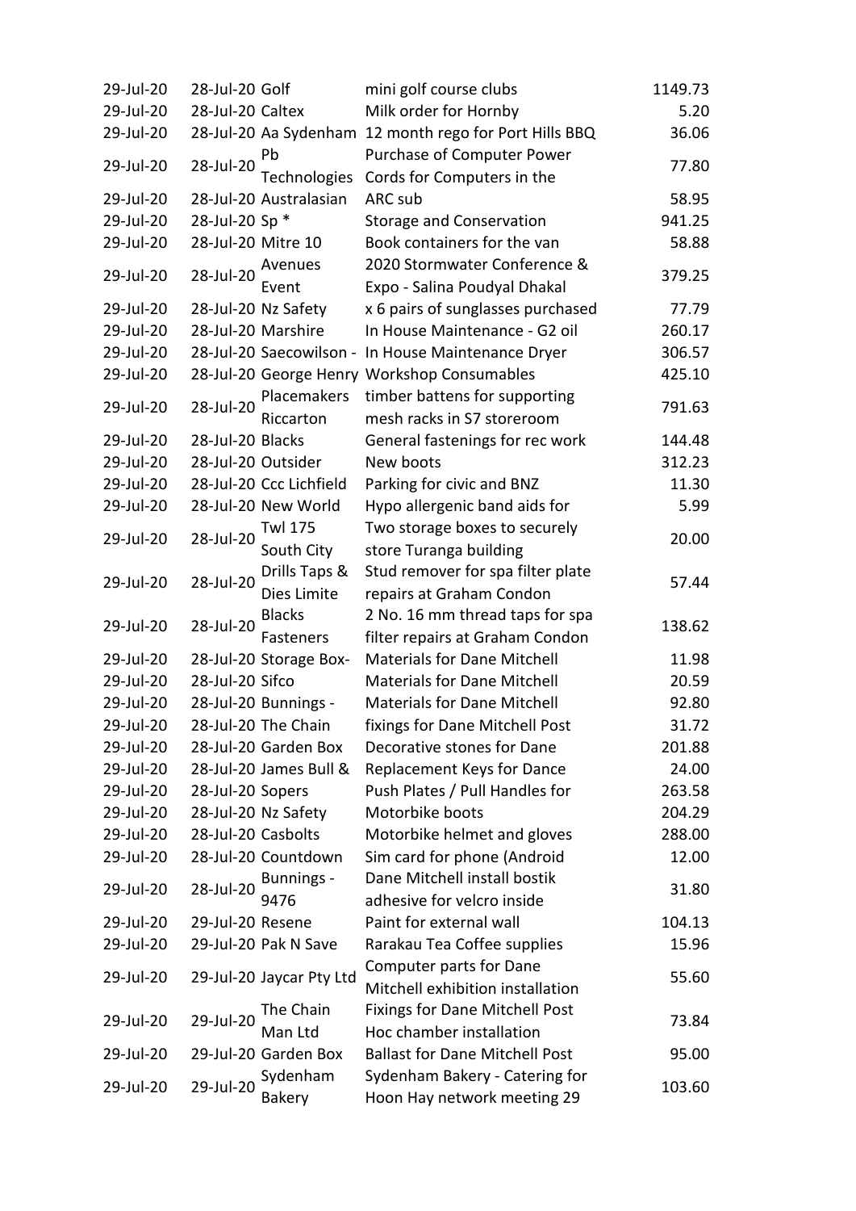| | | | | |
|---|---|---|---|---|
| 29-Jul-20 | 28-Jul-20 | Golf | mini golf course clubs | 1149.73 |
| 29-Jul-20 | 28-Jul-20 | Caltex | Milk order for Hornby | 5.20 |
| 29-Jul-20 | 28-Jul-20 | Aa Sydenham | 12 month rego for Port Hills BBQ | 36.06 |
| 29-Jul-20 | 28-Jul-20 | Pb Technologies | Purchase of Computer Power Cords for Computers in the | 77.80 |
| 29-Jul-20 | 28-Jul-20 | Australasian | ARC sub | 58.95 |
| 29-Jul-20 | 28-Jul-20 | Sp * | Storage and Conservation | 941.25 |
| 29-Jul-20 | 28-Jul-20 | Mitre 10 | Book containers for the van | 58.88 |
| 29-Jul-20 | 28-Jul-20 | Avenues Event | 2020 Stormwater Conference & Expo - Salina Poudyal Dhakal | 379.25 |
| 29-Jul-20 | 28-Jul-20 | Nz Safety | x 6 pairs of sunglases purchased | 77.79 |
| 29-Jul-20 | 28-Jul-20 | Marshire | In House Maintenance - G2 oil | 260.17 |
| 29-Jul-20 | 28-Jul-20 | Saecowilson - | In House Maintenance Dryer | 306.57 |
| 29-Jul-20 | 28-Jul-20 | George Henry | Workshop Consumables | 425.10 |
| 29-Jul-20 | 28-Jul-20 | Placemakers Riccarton | timber battens for supporting mesh racks in S7 storeroom | 791.63 |
| 29-Jul-20 | 28-Jul-20 | Blacks | General fastenings for rec work | 144.48 |
| 29-Jul-20 | 28-Jul-20 | Outsider | New boots | 312.23 |
| 29-Jul-20 | 28-Jul-20 | Ccc Lichfield | Parking for civic and BNZ | 11.30 |
| 29-Jul-20 | 28-Jul-20 | New World | Hypo allergenic band aids for | 5.99 |
| 29-Jul-20 | 28-Jul-20 | Twl 175 South City | Two storage boxes to securely store Turanga building | 20.00 |
| 29-Jul-20 | 28-Jul-20 | Drills Taps & Dies Limite | Stud remover for spa filter plate repairs at Graham Condon | 57.44 |
| 29-Jul-20 | 28-Jul-20 | Blacks Fasteners | 2 No. 16 mm thread taps for spa filter repairs at Graham Condon | 138.62 |
| 29-Jul-20 | 28-Jul-20 | Storage Box- | Materials for Dane Mitchell | 11.98 |
| 29-Jul-20 | 28-Jul-20 | Sifco | Materials for Dane Mitchell | 20.59 |
| 29-Jul-20 | 28-Jul-20 | Bunnings - | Materials for Dane Mitchell | 92.80 |
| 29-Jul-20 | 28-Jul-20 | The Chain | fixings for Dane Mitchell Post | 31.72 |
| 29-Jul-20 | 28-Jul-20 | Garden Box | Decorative stones for Dane | 201.88 |
| 29-Jul-20 | 28-Jul-20 | James Bull & | Replacement Keys for Dance | 24.00 |
| 29-Jul-20 | 28-Jul-20 | Sopers | Push Plates / Pull Handles for | 263.58 |
| 29-Jul-20 | 28-Jul-20 | Nz Safety | Motorbike boots | 204.29 |
| 29-Jul-20 | 28-Jul-20 | Casbolts | Motorbike helmet and gloves | 288.00 |
| 29-Jul-20 | 28-Jul-20 | Countdown | Sim card for phone (Android | 12.00 |
| 29-Jul-20 | 28-Jul-20 | Bunnings - 9476 | Dane Mitchell install bostik adhesive for velcro inside | 31.80 |
| 29-Jul-20 | 29-Jul-20 | Resene | Paint for external wall | 104.13 |
| 29-Jul-20 | 29-Jul-20 | Pak N Save | Rarakau Tea Coffee supplies | 15.96 |
| 29-Jul-20 | 29-Jul-20 | Jaycar Pty Ltd | Computer parts for Dane Mitchell exhibition installation | 55.60 |
| 29-Jul-20 | 29-Jul-20 | The Chain Man Ltd | Fixings for Dane Mitchell Post Hoc chamber installation | 73.84 |
| 29-Jul-20 | 29-Jul-20 | Garden Box | Ballast for Dane Mitchell Post | 95.00 |
| 29-Jul-20 | 29-Jul-20 | Sydenham Bakery | Sydenham Bakery - Catering for Hoon Hay network meeting 29 | 103.60 |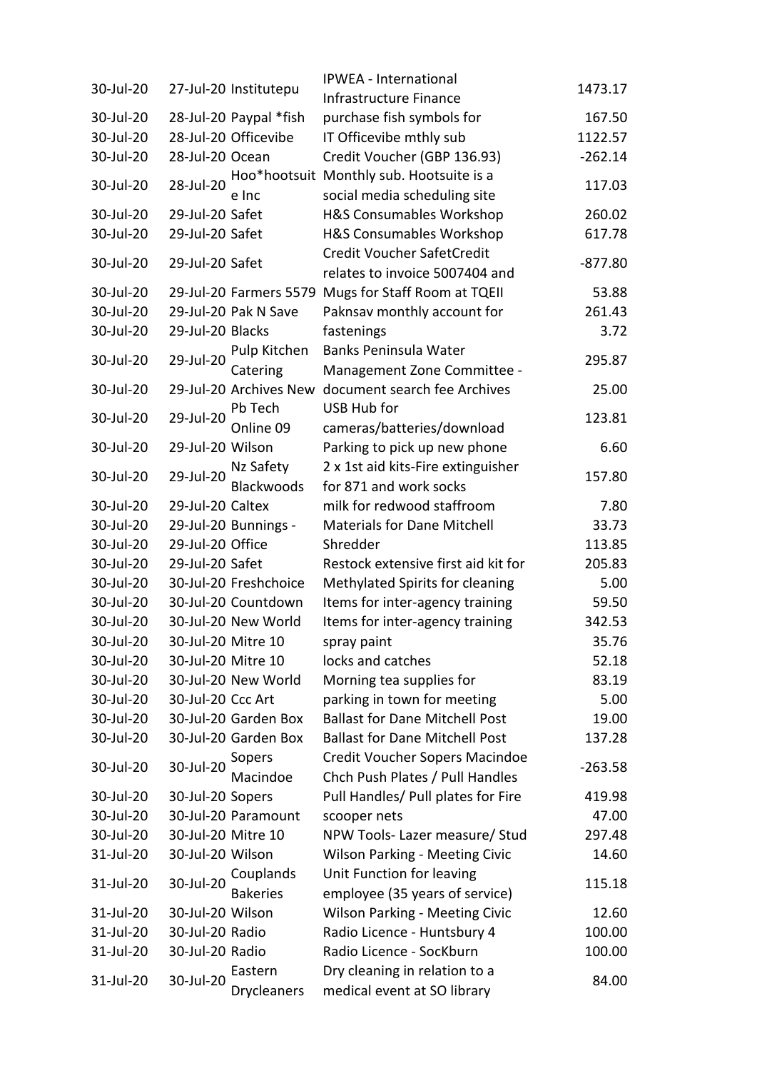| | | | | |
|---|---|---|---|---|
| 30-Jul-20 | 27-Jul-20 | Institutepu | IPWEA - International Infrastructure Finance | 1473.17 |
| 30-Jul-20 | 28-Jul-20 | Paypal *fish | purchase fish symbols for | 167.50 |
| 30-Jul-20 | 28-Jul-20 | Officevibe | IT Officevibe mthly sub | 1122.57 |
| 30-Jul-20 | 28-Jul-20 | Ocean | Credit Voucher (GBP 136.93) | -262.14 |
| 30-Jul-20 | 28-Jul-20 | Hoo*hootsuite Inc | Monthly sub. Hootsuite is a social media scheduling site | 117.03 |
| 30-Jul-20 | 29-Jul-20 | Safet | H&S Consumables Workshop | 260.02 |
| 30-Jul-20 | 29-Jul-20 | Safet | H&S Consumables Workshop | 617.78 |
| 30-Jul-20 | 29-Jul-20 | Safet | Credit Voucher SafetCredit relates to invoice 5007404 and | -877.80 |
| 30-Jul-20 | 29-Jul-20 | Farmers 5579 | Mugs for Staff Room at TQEII | 53.88 |
| 30-Jul-20 | 29-Jul-20 | Pak N Save | Paknsav monthly account for | 261.43 |
| 30-Jul-20 | 29-Jul-20 | Blacks | fastenings | 3.72 |
| 30-Jul-20 | 29-Jul-20 | Pulp Kitchen Catering | Banks Peninsula Water Management Zone Committee - | 295.87 |
| 30-Jul-20 | 29-Jul-20 | Archives New | document search fee Archives | 25.00 |
| 30-Jul-20 | 29-Jul-20 | Pb Tech Online 09 | USB Hub for cameras/batteries/download | 123.81 |
| 30-Jul-20 | 29-Jul-20 | Wilson | Parking to pick up new phone | 6.60 |
| 30-Jul-20 | 29-Jul-20 | Nz Safety Blackwoods | 2 x 1st aid kits-Fire extinguisher for 871 and work socks | 157.80 |
| 30-Jul-20 | 29-Jul-20 | Caltex | milk for redwood staffroom | 7.80 |
| 30-Jul-20 | 29-Jul-20 | Bunnings - | Materials for Dane Mitchell | 33.73 |
| 30-Jul-20 | 29-Jul-20 | Office | Shredder | 113.85 |
| 30-Jul-20 | 29-Jul-20 | Safet | Restock extensive first aid kit for | 205.83 |
| 30-Jul-20 | 30-Jul-20 | Freshchoice | Methylated Spirits for cleaning | 5.00 |
| 30-Jul-20 | 30-Jul-20 | Countdown | Items for inter-agency training | 59.50 |
| 30-Jul-20 | 30-Jul-20 | New World | Items for inter-agency training | 342.53 |
| 30-Jul-20 | 30-Jul-20 | Mitre 10 | spray paint | 35.76 |
| 30-Jul-20 | 30-Jul-20 | Mitre 10 | locks and catches | 52.18 |
| 30-Jul-20 | 30-Jul-20 | New World | Morning tea supplies for | 83.19 |
| 30-Jul-20 | 30-Jul-20 | Ccc Art | parking in town for meeting | 5.00 |
| 30-Jul-20 | 30-Jul-20 | Garden Box | Ballast for Dane Mitchell Post | 19.00 |
| 30-Jul-20 | 30-Jul-20 | Garden Box | Ballast for Dane Mitchell Post | 137.28 |
| 30-Jul-20 | 30-Jul-20 | Sopers Macindoe | Credit Voucher Sopers Macindoe Chch Push Plates / Pull Handles | -263.58 |
| 30-Jul-20 | 30-Jul-20 | Sopers | Pull Handles/ Pull plates for Fire | 419.98 |
| 30-Jul-20 | 30-Jul-20 | Paramount | scooper nets | 47.00 |
| 30-Jul-20 | 30-Jul-20 | Mitre 10 | NPW Tools- Lazer measure/ Stud | 297.48 |
| 31-Jul-20 | 30-Jul-20 | Wilson | Wilson Parking - Meeting Civic | 14.60 |
| 31-Jul-20 | 30-Jul-20 | Couplands Bakeries | Unit Function for leaving employee (35 years of service) | 115.18 |
| 31-Jul-20 | 30-Jul-20 | Wilson | Wilson Parking - Meeting Civic | 12.60 |
| 31-Jul-20 | 30-Jul-20 | Radio | Radio Licence - Huntsbury 4 | 100.00 |
| 31-Jul-20 | 30-Jul-20 | Radio | Radio Licence - SocKburn | 100.00 |
| 31-Jul-20 | 30-Jul-20 | Eastern Drycleaners | Dry cleaning in relation to a medical event at SO library | 84.00 |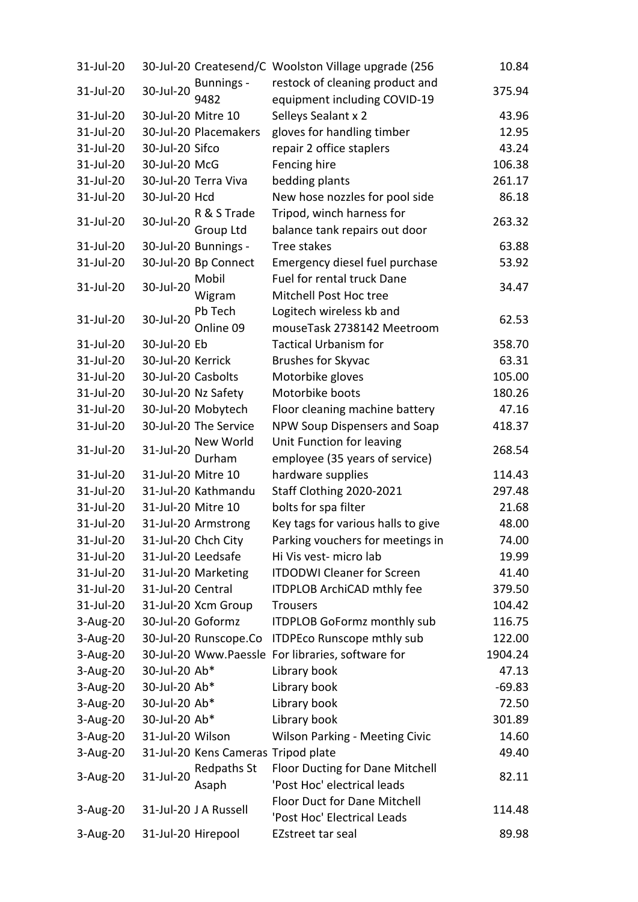| | | | | |
|---|---|---|---|---|
| 31-Jul-20 | 30-Jul-20 | Createsend/C | Woolston Village upgrade (256 | 10.84 |
| 31-Jul-20 | 30-Jul-20 | Bunnings - 9482 | restock of cleaning product and equipment including COVID-19 | 375.94 |
| 31-Jul-20 | 30-Jul-20 | Mitre 10 | Selleys Sealant x 2 | 43.96 |
| 31-Jul-20 | 30-Jul-20 | Placemakers | gloves for handling timber | 12.95 |
| 31-Jul-20 | 30-Jul-20 | Sifco | repair 2 office staplers | 43.24 |
| 31-Jul-20 | 30-Jul-20 | McG | Fencing hire | 106.38 |
| 31-Jul-20 | 30-Jul-20 | Terra Viva | bedding plants | 261.17 |
| 31-Jul-20 | 30-Jul-20 | Hcd | New hose nozzles for pool side | 86.18 |
| 31-Jul-20 | 30-Jul-20 | R & S Trade Group Ltd | Tripod, winch harness for balance tank repairs out door | 263.32 |
| 31-Jul-20 | 30-Jul-20 | Bunnings - | Tree stakes | 63.88 |
| 31-Jul-20 | 30-Jul-20 | Bp Connect | Emergency diesel fuel purchase | 53.92 |
| 31-Jul-20 | 30-Jul-20 | Mobil Wigram | Fuel for rental truck Dane Mitchell Post Hoc tree | 34.47 |
| 31-Jul-20 | 30-Jul-20 | Pb Tech Online 09 | Logitech wireless kb and mouseTask 2738142 Meetroom | 62.53 |
| 31-Jul-20 | 30-Jul-20 | Eb | Tactical Urbanism for | 358.70 |
| 31-Jul-20 | 30-Jul-20 | Kerrick | Brushes for Skyvac | 63.31 |
| 31-Jul-20 | 30-Jul-20 | Casbolts | Motorbike gloves | 105.00 |
| 31-Jul-20 | 30-Jul-20 | Nz Safety | Motorbike boots | 180.26 |
| 31-Jul-20 | 30-Jul-20 | Mobytech | Floor cleaning machine battery | 47.16 |
| 31-Jul-20 | 30-Jul-20 | The Service | NPW Soup Dispensers and Soap | 418.37 |
| 31-Jul-20 | 31-Jul-20 | New World Durham | Unit Function for leaving employee (35 years of service) | 268.54 |
| 31-Jul-20 | 31-Jul-20 | Mitre 10 | hardware supplies | 114.43 |
| 31-Jul-20 | 31-Jul-20 | Kathmandu | Staff Clothing 2020-2021 | 297.48 |
| 31-Jul-20 | 31-Jul-20 | Mitre 10 | bolts for spa filter | 21.68 |
| 31-Jul-20 | 31-Jul-20 | Armstrong | Key tags for various halls to give | 48.00 |
| 31-Jul-20 | 31-Jul-20 | Chch City | Parking vouchers for meetings in | 74.00 |
| 31-Jul-20 | 31-Jul-20 | Leedsafe | Hi Vis vest- micro lab | 19.99 |
| 31-Jul-20 | 31-Jul-20 | Marketing | ITDODWI Cleaner for Screen | 41.40 |
| 31-Jul-20 | 31-Jul-20 | Central | ITDPLOB ArchiCAD mthly fee | 379.50 |
| 31-Jul-20 | 31-Jul-20 | Xcm Group | Trousers | 104.42 |
| 3-Aug-20 | 30-Jul-20 | Goformz | ITDPLOB GoFormz monthly sub | 116.75 |
| 3-Aug-20 | 30-Jul-20 | Runscope.Co | ITDPEco Runscope mthly sub | 122.00 |
| 3-Aug-20 | 30-Jul-20 | Www.Paessle | For libraries, software for | 1904.24 |
| 3-Aug-20 | 30-Jul-20 | Ab* | Library book | 47.13 |
| 3-Aug-20 | 30-Jul-20 | Ab* | Library book | -69.83 |
| 3-Aug-20 | 30-Jul-20 | Ab* | Library book | 72.50 |
| 3-Aug-20 | 30-Jul-20 | Ab* | Library book | 301.89 |
| 3-Aug-20 | 31-Jul-20 | Wilson | Wilson Parking - Meeting Civic | 14.60 |
| 3-Aug-20 | 31-Jul-20 | Kens Cameras | Tripod plate | 49.40 |
| 3-Aug-20 | 31-Jul-20 | Redpaths St Asaph | Floor Ducting for Dane Mitchell 'Post Hoc' electrical leads | 82.11 |
| 3-Aug-20 | 31-Jul-20 | J A Russell | Floor Duct for Dane Mitchell 'Post Hoc' Electrical Leads | 114.48 |
| 3-Aug-20 | 31-Jul-20 | Hirepool | EZstreet tar seal | 89.98 |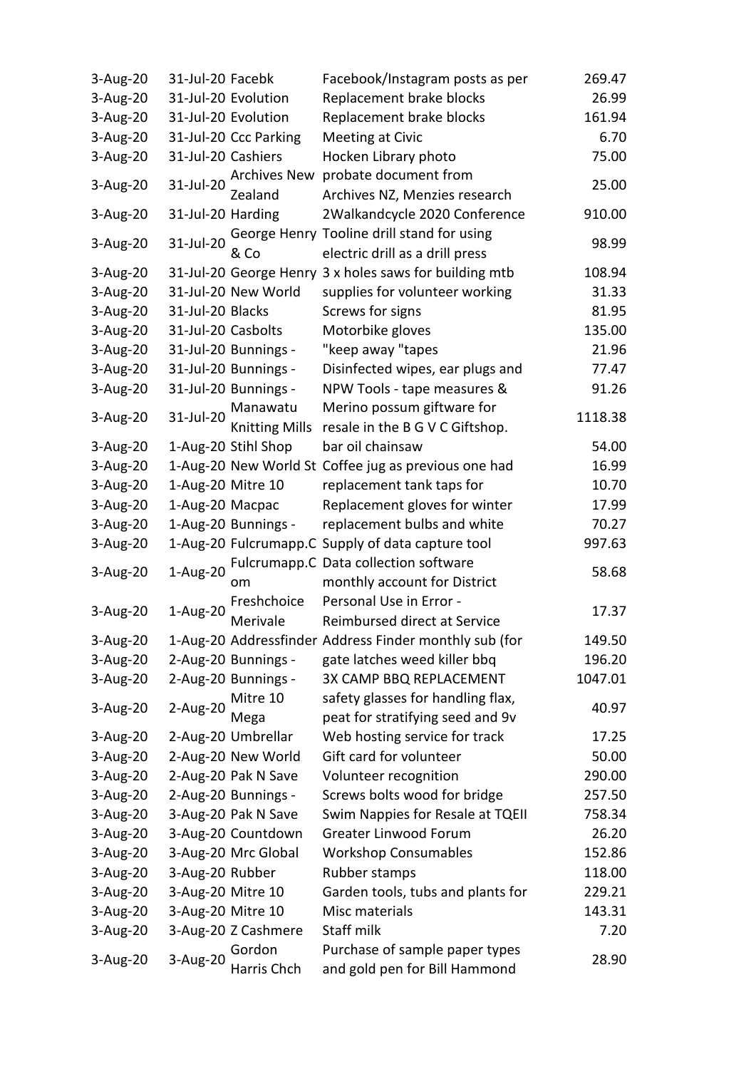| | | | | |
|---|---|---|---|---|
| 3-Aug-20 | 31-Jul-20 | Facebk | Facebook/Instagram posts as per | 269.47 |
| 3-Aug-20 | 31-Jul-20 | Evolution | Replacement brake blocks | 26.99 |
| 3-Aug-20 | 31-Jul-20 | Evolution | Replacement brake blocks | 161.94 |
| 3-Aug-20 | 31-Jul-20 | Ccc Parking | Meeting at Civic | 6.70 |
| 3-Aug-20 | 31-Jul-20 | Cashiers | Hocken Library photo | 75.00 |
| 3-Aug-20 | 31-Jul-20 | Archives New Zealand | probate document from Archives NZ, Menzies research | 25.00 |
| 3-Aug-20 | 31-Jul-20 | Harding | 2Walkandcycle 2020 Conference | 910.00 |
| 3-Aug-20 | 31-Jul-20 | George Henry & Co | Tooline drill stand for using electric drill as a drill press | 98.99 |
| 3-Aug-20 | 31-Jul-20 | George Henry | 3 x holes saws for building mtb | 108.94 |
| 3-Aug-20 | 31-Jul-20 | New World | supplies for volunteer working | 31.33 |
| 3-Aug-20 | 31-Jul-20 | Blacks | Screws for signs | 81.95 |
| 3-Aug-20 | 31-Jul-20 | Casbolts | Motorbike gloves | 135.00 |
| 3-Aug-20 | 31-Jul-20 | Bunnings - | "keep away "tapes | 21.96 |
| 3-Aug-20 | 31-Jul-20 | Bunnings - | Disinfected wipes, ear plugs and | 77.47 |
| 3-Aug-20 | 31-Jul-20 | Bunnings - | NPW Tools - tape measures & | 91.26 |
| 3-Aug-20 | 31-Jul-20 | Manawatu Knitting Mills | Merino possum giftware for resale in the B G V C Giftshop. | 1118.38 |
| 3-Aug-20 | 1-Aug-20 | Stihl Shop | bar oil chainsaw | 54.00 |
| 3-Aug-20 | 1-Aug-20 | New World St | Coffee jug as previous one had | 16.99 |
| 3-Aug-20 | 1-Aug-20 | Mitre 10 | replacement tank taps for | 10.70 |
| 3-Aug-20 | 1-Aug-20 | Macpac | Replacement gloves for winter | 17.99 |
| 3-Aug-20 | 1-Aug-20 | Bunnings - | replacement bulbs and white | 70.27 |
| 3-Aug-20 | 1-Aug-20 | Fulcrumapp.C | Supply of data capture tool | 997.63 |
| 3-Aug-20 | 1-Aug-20 | Fulcrumapp.Com | Data collection software monthly account for District | 58.68 |
| 3-Aug-20 | 1-Aug-20 | Freshchoice Merivale | Personal Use in Error - Reimbursed direct at Service | 17.37 |
| 3-Aug-20 | 1-Aug-20 | Addressfinder | Address Finder monthly sub (for | 149.50 |
| 3-Aug-20 | 2-Aug-20 | Bunnings - | gate latches weed killer bbq | 196.20 |
| 3-Aug-20 | 2-Aug-20 | Bunnings - | 3X CAMP BBQ REPLACEMENT | 1047.01 |
| 3-Aug-20 | 2-Aug-20 | Mitre 10 Mega | safety glasses for handling flax, peat for stratifying seed and 9v | 40.97 |
| 3-Aug-20 | 2-Aug-20 | Umbrellar | Web hosting service for track | 17.25 |
| 3-Aug-20 | 2-Aug-20 | New World | Gift card for volunteer | 50.00 |
| 3-Aug-20 | 2-Aug-20 | Pak N Save | Volunteer recognition | 290.00 |
| 3-Aug-20 | 2-Aug-20 | Bunnings - | Screws bolts wood for bridge | 257.50 |
| 3-Aug-20 | 3-Aug-20 | Pak N Save | Swim Nappies for Resale at TQEII | 758.34 |
| 3-Aug-20 | 3-Aug-20 | Countdown | Greater Linwood Forum | 26.20 |
| 3-Aug-20 | 3-Aug-20 | Mrc Global | Workshop Consumables | 152.86 |
| 3-Aug-20 | 3-Aug-20 | Rubber | Rubber stamps | 118.00 |
| 3-Aug-20 | 3-Aug-20 | Mitre 10 | Garden tools, tubs and plants for | 229.21 |
| 3-Aug-20 | 3-Aug-20 | Mitre 10 | Misc materials | 143.31 |
| 3-Aug-20 | 3-Aug-20 | Z Cashmere | Staff milk | 7.20 |
| 3-Aug-20 | 3-Aug-20 | Gordon Harris Chch | Purchase of sample paper types and gold pen for Bill Hammond | 28.90 |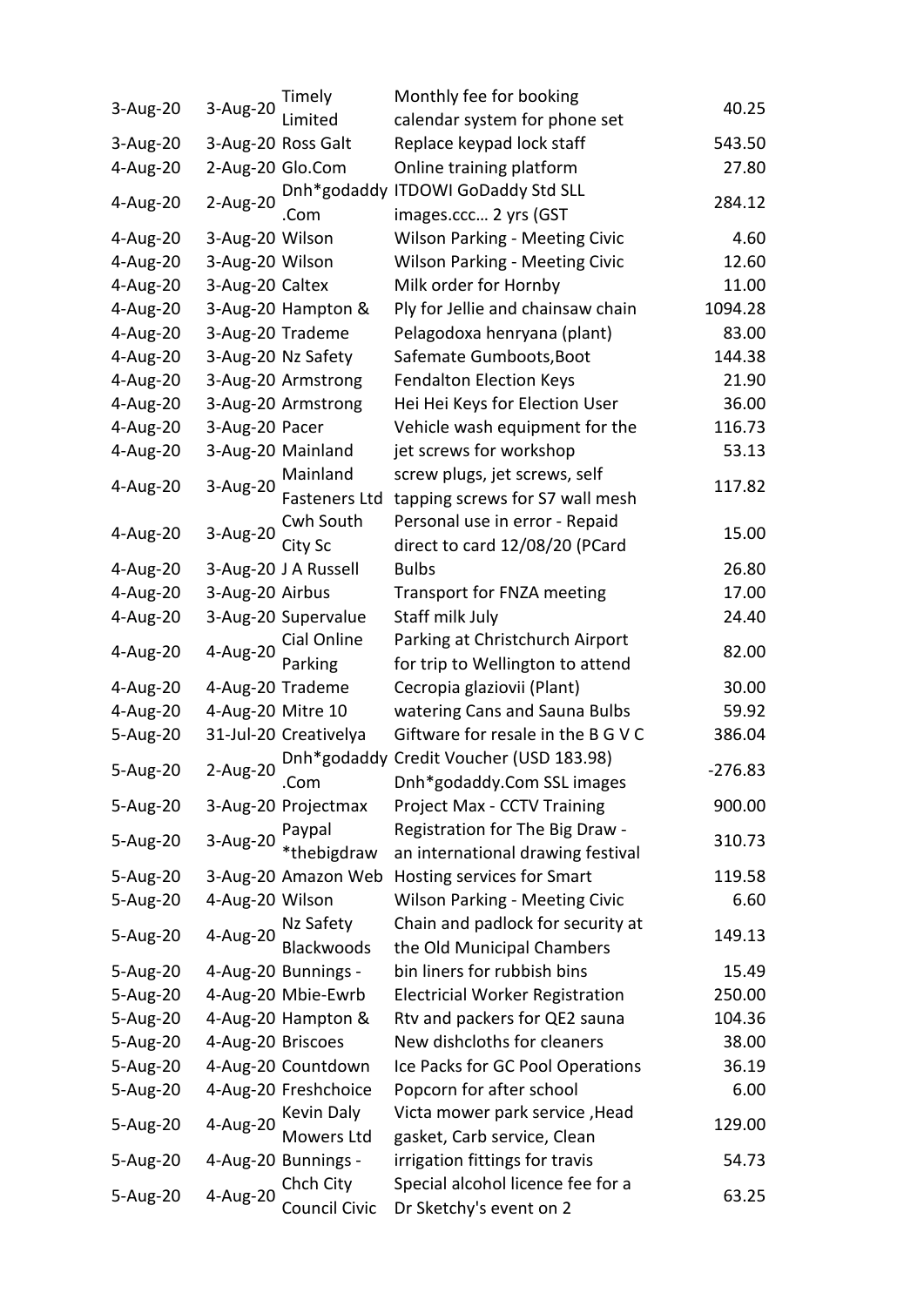| | | | | |
|---|---|---|---|---|
| 3-Aug-20 | 3-Aug-20 | Timely Limited | Monthly fee for booking calendar system for phone set | 40.25 |
| 3-Aug-20 | 3-Aug-20 | Ross Galt | Replace keypad lock staff | 543.50 |
| 4-Aug-20 | 2-Aug-20 | Glo.Com | Online training platform | 27.80 |
| 4-Aug-20 | 2-Aug-20 | Dnh*godaddy .Com | ITDOWI GoDaddy Std SLL images.ccc… 2 yrs (GST | 284.12 |
| 4-Aug-20 | 3-Aug-20 | Wilson | Wilson Parking - Meeting Civic | 4.60 |
| 4-Aug-20 | 3-Aug-20 | Wilson | Wilson Parking - Meeting Civic | 12.60 |
| 4-Aug-20 | 3-Aug-20 | Caltex | Milk order for Hornby | 11.00 |
| 4-Aug-20 | 3-Aug-20 | Hampton & | Ply for Jellie and chainsaw chain | 1094.28 |
| 4-Aug-20 | 3-Aug-20 | Trademe | Pelagodoxa henryana (plant) | 83.00 |
| 4-Aug-20 | 3-Aug-20 | Nz Safety | Safemate Gumboots,Boot | 144.38 |
| 4-Aug-20 | 3-Aug-20 | Armstrong | Fendalton Election Keys | 21.90 |
| 4-Aug-20 | 3-Aug-20 | Armstrong | Hei Hei Keys for Election User | 36.00 |
| 4-Aug-20 | 3-Aug-20 | Pacer | Vehicle wash equipment for the | 116.73 |
| 4-Aug-20 | 3-Aug-20 | Mainland | jet screws for workshop | 53.13 |
| 4-Aug-20 | 3-Aug-20 | Mainland Fasteners Ltd | screw plugs, jet screws, self tapping screws for S7 wall mesh | 117.82 |
| 4-Aug-20 | 3-Aug-20 | Cwh South City Sc | Personal use in error - Repaid direct to card 12/08/20 (PCard | 15.00 |
| 4-Aug-20 | 3-Aug-20 | J A Russell | Bulbs | 26.80 |
| 4-Aug-20 | 3-Aug-20 | Airbus | Transport for FNZA meeting | 17.00 |
| 4-Aug-20 | 3-Aug-20 | Supervalue | Staff milk July | 24.40 |
| 4-Aug-20 | 4-Aug-20 | Cial Online Parking | Parking at Christchurch Airport for trip to Wellington to attend | 82.00 |
| 4-Aug-20 | 4-Aug-20 | Trademe | Cecropia glaziovii (Plant) | 30.00 |
| 4-Aug-20 | 4-Aug-20 | Mitre 10 | watering Cans and Sauna Bulbs | 59.92 |
| 5-Aug-20 | 31-Jul-20 | Creativelya | Giftware for resale in the B G V C | 386.04 |
| 5-Aug-20 | 2-Aug-20 | Dnh*godaddy .Com | Credit Voucher (USD 183.98) Dnh*godaddy.Com SSL images | -276.83 |
| 5-Aug-20 | 3-Aug-20 | Projectmax | Project Max - CCTV Training | 900.00 |
| 5-Aug-20 | 3-Aug-20 | Paypal *thebigdraw | Registration for The Big Draw - an international drawing festival | 310.73 |
| 5-Aug-20 | 3-Aug-20 | Amazon Web | Hosting services for Smart | 119.58 |
| 5-Aug-20 | 4-Aug-20 | Wilson | Wilson Parking - Meeting Civic | 6.60 |
| 5-Aug-20 | 4-Aug-20 | Nz Safety Blackwoods | Chain and padlock for security at the Old Municipal Chambers | 149.13 |
| 5-Aug-20 | 4-Aug-20 | Bunnings - | bin liners for rubbish bins | 15.49 |
| 5-Aug-20 | 4-Aug-20 | Mbie-Ewrb | Electricial Worker Registration | 250.00 |
| 5-Aug-20 | 4-Aug-20 | Hampton & | Rtv and packers for QE2 sauna | 104.36 |
| 5-Aug-20 | 4-Aug-20 | Briscoes | New dishcloths for cleaners | 38.00 |
| 5-Aug-20 | 4-Aug-20 | Countdown | Ice Packs for GC Pool Operations | 36.19 |
| 5-Aug-20 | 4-Aug-20 | Freshchoice | Popcorn for after school | 6.00 |
| 5-Aug-20 | 4-Aug-20 | Kevin Daly Mowers Ltd | Victa mower park service ,Head gasket, Carb service, Clean | 129.00 |
| 5-Aug-20 | 4-Aug-20 | Bunnings - | irrigation fittings for travis | 54.73 |
| 5-Aug-20 | 4-Aug-20 | Chch City Council Civic | Special alcohol licence fee for a Dr Sketchy's event on 2 | 63.25 |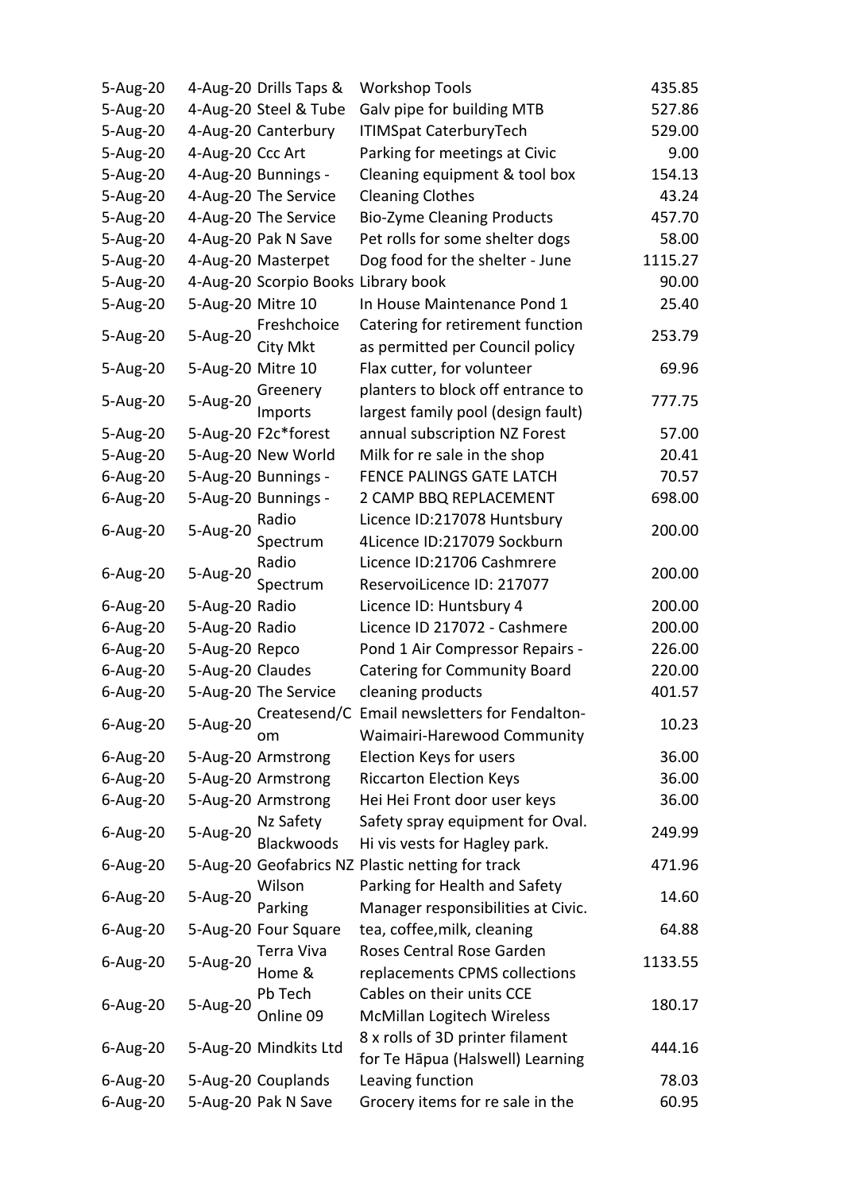| | | | | |
|---|---|---|---|---|
| 5-Aug-20 | 4-Aug-20 | Drills Taps & | Workshop Tools | 435.85 |
| 5-Aug-20 | 4-Aug-20 | Steel & Tube | Galv pipe for building MTB | 527.86 |
| 5-Aug-20 | 4-Aug-20 | Canterbury | ITIMSpat CaterburyTech | 529.00 |
| 5-Aug-20 | 4-Aug-20 | Ccc Art | Parking for meetings at Civic | 9.00 |
| 5-Aug-20 | 4-Aug-20 | Bunnings - | Cleaning equipment & tool box | 154.13 |
| 5-Aug-20 | 4-Aug-20 | The Service | Cleaning Clothes | 43.24 |
| 5-Aug-20 | 4-Aug-20 | The Service | Bio-Zyme Cleaning Products | 457.70 |
| 5-Aug-20 | 4-Aug-20 | Pak N Save | Pet rolls for some shelter dogs | 58.00 |
| 5-Aug-20 | 4-Aug-20 | Masterpet | Dog food for the shelter - June | 1115.27 |
| 5-Aug-20 | 4-Aug-20 | Scorpio Books | Library book | 90.00 |
| 5-Aug-20 | 5-Aug-20 | Mitre 10 | In House Maintenance Pond 1 | 25.40 |
| 5-Aug-20 | 5-Aug-20 | Freshchoice City Mkt | Catering for retirement function as permitted per Council policy | 253.79 |
| 5-Aug-20 | 5-Aug-20 | Mitre 10 | Flax cutter, for volunteer | 69.96 |
| 5-Aug-20 | 5-Aug-20 | Greenery Imports | planters to block off entrance to largest family pool (design fault) | 777.75 |
| 5-Aug-20 | 5-Aug-20 | F2c*forest | annual subscription NZ Forest | 57.00 |
| 5-Aug-20 | 5-Aug-20 | New World | Milk for re sale in the shop | 20.41 |
| 6-Aug-20 | 5-Aug-20 | Bunnings - | FENCE PALINGS GATE LATCH | 70.57 |
| 6-Aug-20 | 5-Aug-20 | Bunnings - | 2 CAMP BBQ REPLACEMENT | 698.00 |
| 6-Aug-20 | 5-Aug-20 | Radio Spectrum | Licence ID:217078 Huntsbury 4Licence ID:217079 Sockburn | 200.00 |
| 6-Aug-20 | 5-Aug-20 | Radio Spectrum | Licence ID:21706 Cashmrere ReservoiLicence ID: 217077 | 200.00 |
| 6-Aug-20 | 5-Aug-20 | Radio | Licence ID: Huntsbury 4 | 200.00 |
| 6-Aug-20 | 5-Aug-20 | Radio | Licence ID 217072 - Cashmere | 200.00 |
| 6-Aug-20 | 5-Aug-20 | Repco | Pond 1 Air Compressor Repairs - | 226.00 |
| 6-Aug-20 | 5-Aug-20 | Claudes | Catering for Community Board | 220.00 |
| 6-Aug-20 | 5-Aug-20 | The Service | cleaning products | 401.57 |
| 6-Aug-20 | 5-Aug-20 | Createsend/Com | Email newsletters for Fendalton-Waimairi-Harewood Community | 10.23 |
| 6-Aug-20 | 5-Aug-20 | Armstrong | Election Keys for users | 36.00 |
| 6-Aug-20 | 5-Aug-20 | Armstrong | Riccarton Election Keys | 36.00 |
| 6-Aug-20 | 5-Aug-20 | Armstrong | Hei Hei Front door user keys | 36.00 |
| 6-Aug-20 | 5-Aug-20 | Nz Safety Blackwoods | Safety spray equipment for Oval. Hi vis vests for Hagley park. | 249.99 |
| 6-Aug-20 | 5-Aug-20 | Geofabrics NZ | Plastic netting for track | 471.96 |
| 6-Aug-20 | 5-Aug-20 | Wilson Parking | Parking for Health and Safety Manager responsibilities at Civic. | 14.60 |
| 6-Aug-20 | 5-Aug-20 | Four Square | tea, coffee,milk, cleaning | 64.88 |
| 6-Aug-20 | 5-Aug-20 | Terra Viva Home & | Roses Central Rose Garden replacements CPMS collections | 1133.55 |
| 6-Aug-20 | 5-Aug-20 | Pb Tech Online 09 | Cables on their units CCE McMillan Logitech Wireless | 180.17 |
| 6-Aug-20 | 5-Aug-20 | Mindkits Ltd | 8 x rolls of 3D printer filament for Te Hāpua (Halswell) Learning | 444.16 |
| 6-Aug-20 | 5-Aug-20 | Couplands | Leaving function | 78.03 |
| 6-Aug-20 | 5-Aug-20 | Pak N Save | Grocery items for re sale in the | 60.95 |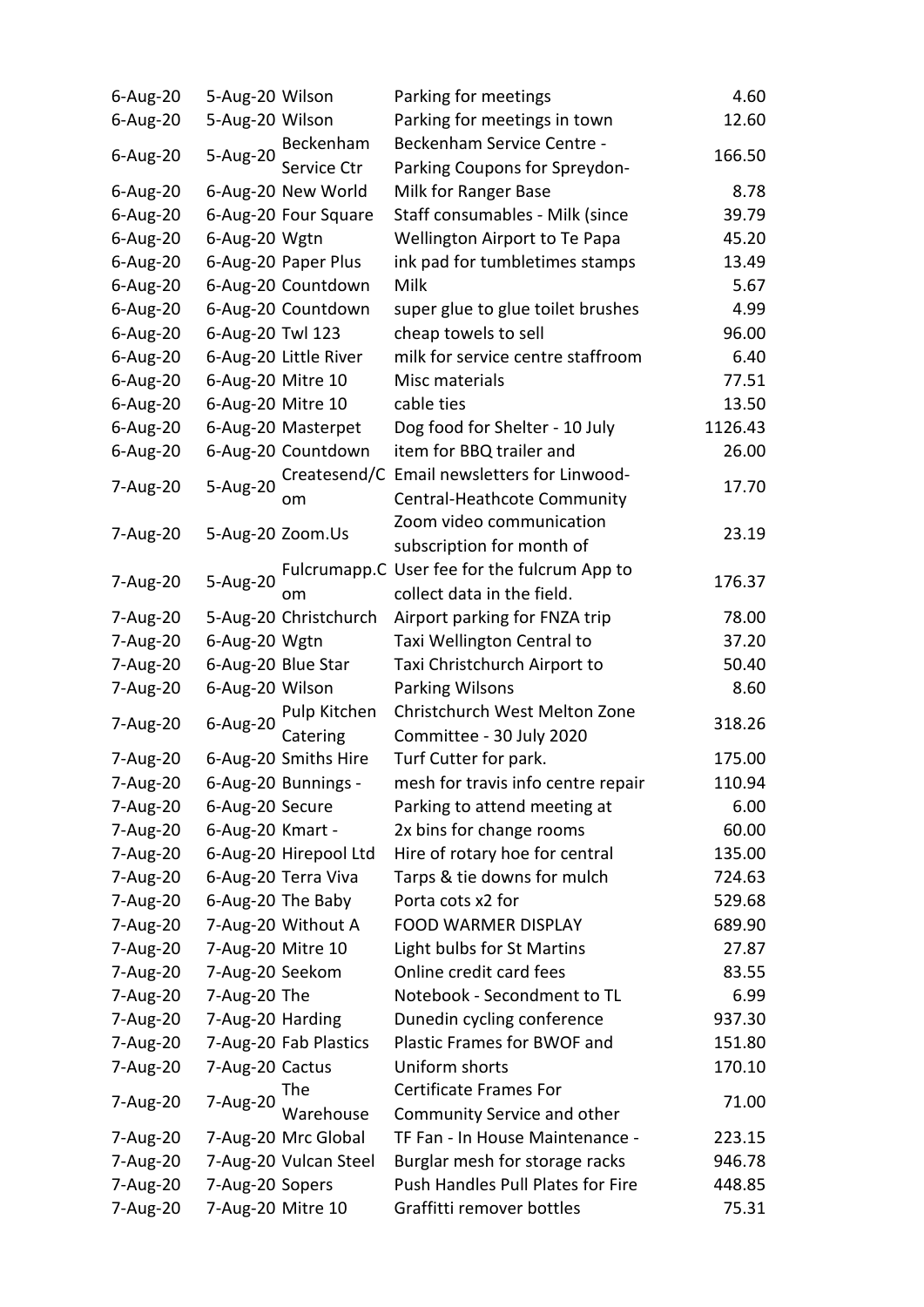| | | | | |
|---|---|---|---|---|
| 6-Aug-20 | 5-Aug-20 | Wilson | Parking for meetings | 4.60 |
| 6-Aug-20 | 5-Aug-20 | Wilson | Parking for meetings in town | 12.60 |
| 6-Aug-20 | 5-Aug-20 | Beckenham Service Ctr | Beckenham Service Centre - Parking Coupons for Spreydon- | 166.50 |
| 6-Aug-20 | 6-Aug-20 | New World | Milk for Ranger Base | 8.78 |
| 6-Aug-20 | 6-Aug-20 | Four Square | Staff consumables - Milk (since | 39.79 |
| 6-Aug-20 | 6-Aug-20 | Wgtn | Wellington Airport to Te Papa | 45.20 |
| 6-Aug-20 | 6-Aug-20 | Paper Plus | ink pad for tumbletimes stamps | 13.49 |
| 6-Aug-20 | 6-Aug-20 | Countdown | Milk | 5.67 |
| 6-Aug-20 | 6-Aug-20 | Countdown | super glue to glue toilet brushes | 4.99 |
| 6-Aug-20 | 6-Aug-20 | Twl 123 | cheap towels to sell | 96.00 |
| 6-Aug-20 | 6-Aug-20 | Little River | milk for service centre staffroom | 6.40 |
| 6-Aug-20 | 6-Aug-20 | Mitre 10 | Misc materials | 77.51 |
| 6-Aug-20 | 6-Aug-20 | Mitre 10 | cable ties | 13.50 |
| 6-Aug-20 | 6-Aug-20 | Masterpet | Dog food for Shelter - 10 July | 1126.43 |
| 6-Aug-20 | 6-Aug-20 | Countdown | item for BBQ trailer and | 26.00 |
| 7-Aug-20 | 5-Aug-20 | Createsend/Com | Email newsletters for Linwood-Central-Heathcote Community | 17.70 |
| 7-Aug-20 | 5-Aug-20 | Zoom.Us | Zoom video communication subscription for month of | 23.19 |
| 7-Aug-20 | 5-Aug-20 | Fulcrumapp.Com | User fee for the fulcrum App to collect data in the field. | 176.37 |
| 7-Aug-20 | 5-Aug-20 | Christchurch | Airport parking for FNZA trip | 78.00 |
| 7-Aug-20 | 6-Aug-20 | Wgtn | Taxi Wellington Central to | 37.20 |
| 7-Aug-20 | 6-Aug-20 | Blue Star | Taxi Christchurch Airport to | 50.40 |
| 7-Aug-20 | 6-Aug-20 | Wilson | Parking Wilsons | 8.60 |
| 7-Aug-20 | 6-Aug-20 | Pulp Kitchen Catering | Christchurch West Melton Zone Committee - 30 July 2020 | 318.26 |
| 7-Aug-20 | 6-Aug-20 | Smiths Hire | Turf Cutter for park. | 175.00 |
| 7-Aug-20 | 6-Aug-20 | Bunnings - | mesh for travis info centre repair | 110.94 |
| 7-Aug-20 | 6-Aug-20 | Secure | Parking to attend meeting at | 6.00 |
| 7-Aug-20 | 6-Aug-20 | Kmart - | 2x bins for change rooms | 60.00 |
| 7-Aug-20 | 6-Aug-20 | Hirepool Ltd | Hire of rotary hoe for central | 135.00 |
| 7-Aug-20 | 6-Aug-20 | Terra Viva | Tarps & tie downs for mulch | 724.63 |
| 7-Aug-20 | 6-Aug-20 | The Baby | Porta cots x2 for | 529.68 |
| 7-Aug-20 | 7-Aug-20 | Without A | FOOD WARMER DISPLAY | 689.90 |
| 7-Aug-20 | 7-Aug-20 | Mitre 10 | Light bulbs for St Martins | 27.87 |
| 7-Aug-20 | 7-Aug-20 | Seekom | Online credit card fees | 83.55 |
| 7-Aug-20 | 7-Aug-20 | The | Notebook - Secondment to TL | 6.99 |
| 7-Aug-20 | 7-Aug-20 | Harding | Dunedin cycling conference | 937.30 |
| 7-Aug-20 | 7-Aug-20 | Fab Plastics | Plastic Frames for BWOF and | 151.80 |
| 7-Aug-20 | 7-Aug-20 | Cactus | Uniform shorts | 170.10 |
| 7-Aug-20 | 7-Aug-20 | The Warehouse | Certificate Frames For Community Service and other | 71.00 |
| 7-Aug-20 | 7-Aug-20 | Mrc Global | TF Fan - In House Maintenance - | 223.15 |
| 7-Aug-20 | 7-Aug-20 | Vulcan Steel | Burglar mesh for storage racks | 946.78 |
| 7-Aug-20 | 7-Aug-20 | Sopers | Push Handles Pull Plates for Fire | 448.85 |
| 7-Aug-20 | 7-Aug-20 | Mitre 10 | Graffitti remover bottles | 75.31 |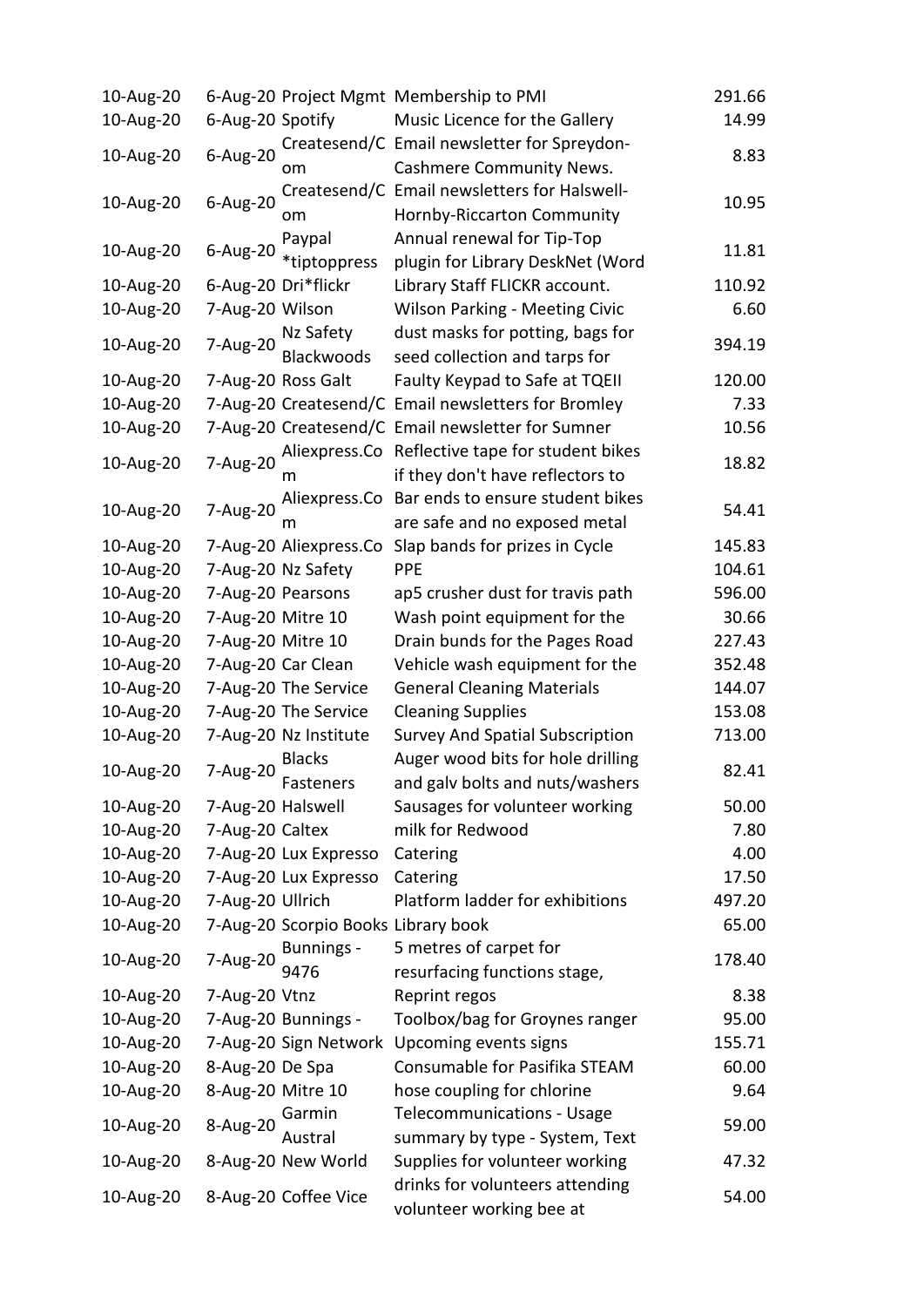| | | | | |
|---|---|---|---|---|
| 10-Aug-20 | 6-Aug-20 | Project Mgmt | Membership to PMI | 291.66 |
| 10-Aug-20 | 6-Aug-20 | Spotify | Music Licence for the Gallery | 14.99 |
| 10-Aug-20 | 6-Aug-20 | Createsend/Com | Email newsletter for Spreydon-Cashmere Community News. | 8.83 |
| 10-Aug-20 | 6-Aug-20 | Createsend/Com | Email newsletters for Halswell-Hornby-Riccarton Community | 10.95 |
| 10-Aug-20 | 6-Aug-20 | Paypal *tiptoppress | Annual renewal for Tip-Top plugin for Library DeskNet (Word | 11.81 |
| 10-Aug-20 | 6-Aug-20 | Dri*flickr | Library Staff FLICKR account. | 110.92 |
| 10-Aug-20 | 7-Aug-20 | Wilson | Wilson Parking - Meeting Civic | 6.60 |
| 10-Aug-20 | 7-Aug-20 | Nz Safety Blackwoods | dust masks for potting, bags for seed collection and tarps for | 394.19 |
| 10-Aug-20 | 7-Aug-20 | Ross Galt | Faulty Keypad to Safe at TQEII | 120.00 |
| 10-Aug-20 | 7-Aug-20 | Createsend/C | Email newsletters for Bromley | 7.33 |
| 10-Aug-20 | 7-Aug-20 | Createsend/C | Email newsletter for Sumner | 10.56 |
| 10-Aug-20 | 7-Aug-20 | Aliexpress.Com | Reflective tape for student bikes if they don't have reflectors to | 18.82 |
| 10-Aug-20 | 7-Aug-20 | Aliexpress.Com | Bar ends to ensure student bikes are safe and no exposed metal | 54.41 |
| 10-Aug-20 | 7-Aug-20 | Aliexpress.Co | Slap bands for prizes in Cycle | 145.83 |
| 10-Aug-20 | 7-Aug-20 | Nz Safety | PPE | 104.61 |
| 10-Aug-20 | 7-Aug-20 | Pearsons | ap5 crusher dust for travis path | 596.00 |
| 10-Aug-20 | 7-Aug-20 | Mitre 10 | Wash point equipment for the | 30.66 |
| 10-Aug-20 | 7-Aug-20 | Mitre 10 | Drain bunds for the Pages Road | 227.43 |
| 10-Aug-20 | 7-Aug-20 | Car Clean | Vehicle wash equipment for the | 352.48 |
| 10-Aug-20 | 7-Aug-20 | The Service | General Cleaning Materials | 144.07 |
| 10-Aug-20 | 7-Aug-20 | The Service | Cleaning Supplies | 153.08 |
| 10-Aug-20 | 7-Aug-20 | Nz Institute | Survey And Spatial Subscription | 713.00 |
| 10-Aug-20 | 7-Aug-20 | Blacks Fasteners | Auger wood bits for hole drilling and galv bolts and nuts/washers | 82.41 |
| 10-Aug-20 | 7-Aug-20 | Halswell | Sausages for volunteer working | 50.00 |
| 10-Aug-20 | 7-Aug-20 | Caltex | milk for Redwood | 7.80 |
| 10-Aug-20 | 7-Aug-20 | Lux Expresso | Catering | 4.00 |
| 10-Aug-20 | 7-Aug-20 | Lux Expresso | Catering | 17.50 |
| 10-Aug-20 | 7-Aug-20 | Ullrich | Platform ladder for exhibitions | 497.20 |
| 10-Aug-20 | 7-Aug-20 | Scorpio Books | Library book | 65.00 |
| 10-Aug-20 | 7-Aug-20 | Bunnings - 9476 | 5 metres of carpet for resurfacing functions stage, | 178.40 |
| 10-Aug-20 | 7-Aug-20 | Vtnz | Reprint regos | 8.38 |
| 10-Aug-20 | 7-Aug-20 | Bunnings - | Toolbox/bag for Groynes ranger | 95.00 |
| 10-Aug-20 | 7-Aug-20 | Sign Network | Upcoming events signs | 155.71 |
| 10-Aug-20 | 8-Aug-20 | De Spa | Consumable for Pasifika STEAM | 60.00 |
| 10-Aug-20 | 8-Aug-20 | Mitre 10 | hose coupling for chlorine | 9.64 |
| 10-Aug-20 | 8-Aug-20 | Garmin Austral | Telecommunications - Usage summary by type - System, Text | 59.00 |
| 10-Aug-20 | 8-Aug-20 | New World | Supplies for volunteer working | 47.32 |
| 10-Aug-20 | 8-Aug-20 | Coffee Vice | drinks for volunteers attending volunteer working bee at | 54.00 |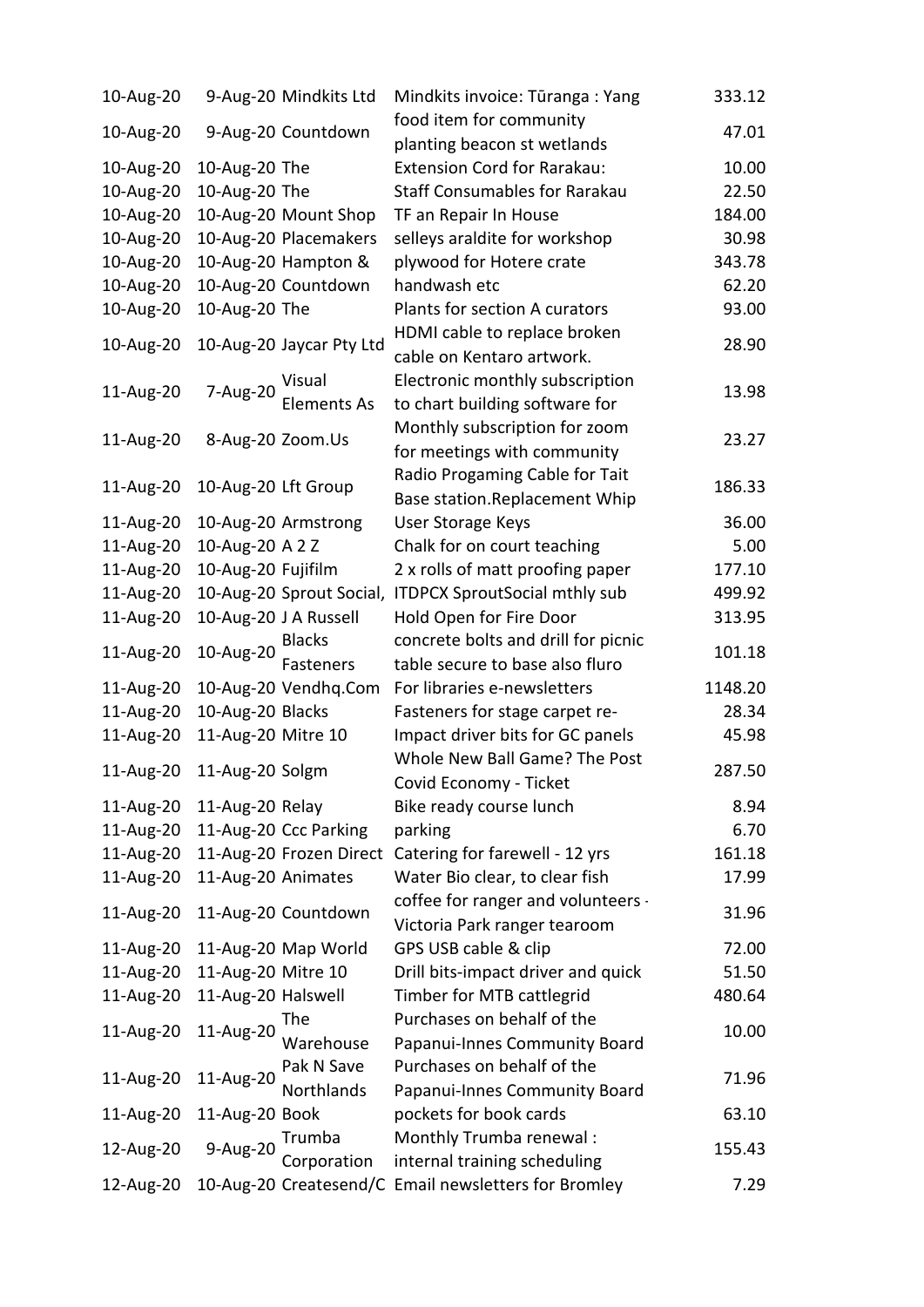| | | | | |
|---|---|---|---|---|
| 10-Aug-20 | 9-Aug-20 | Mindkits Ltd | Mindkits invoice: Tūranga : Yang | 333.12 |
| 10-Aug-20 | 9-Aug-20 | Countdown | food item for community planting beacon st wetlands | 47.01 |
| 10-Aug-20 | 10-Aug-20 | The | Extension Cord for Rarakau: | 10.00 |
| 10-Aug-20 | 10-Aug-20 | The | Staff Consumables for Rarakau | 22.50 |
| 10-Aug-20 | 10-Aug-20 | Mount Shop | TF an Repair In House | 184.00 |
| 10-Aug-20 | 10-Aug-20 | Placemakers | selleys araldite for workshop | 30.98 |
| 10-Aug-20 | 10-Aug-20 | Hampton & | plywood for Hotere crate | 343.78 |
| 10-Aug-20 | 10-Aug-20 | Countdown | handwash etc | 62.20 |
| 10-Aug-20 | 10-Aug-20 | The | Plants for section A curators | 93.00 |
| 10-Aug-20 | 10-Aug-20 | Jaycar Pty Ltd | HDMI cable to replace broken cable on Kentaro artwork. | 28.90 |
| 11-Aug-20 | 7-Aug-20 | Visual Elements As | Electronic monthly subscription to chart building software for | 13.98 |
| 11-Aug-20 | 8-Aug-20 | Zoom.Us | Monthly subscription for zoom for meetings with community | 23.27 |
| 11-Aug-20 | 10-Aug-20 | Lft Group | Radio Progaming Cable for Tait Base station.Replacement Whip | 186.33 |
| 11-Aug-20 | 10-Aug-20 | Armstrong | User Storage Keys | 36.00 |
| 11-Aug-20 | 10-Aug-20 | A 2 Z | Chalk for on court teaching | 5.00 |
| 11-Aug-20 | 10-Aug-20 | Fujifilm | 2 x rolls of matt proofing paper | 177.10 |
| 11-Aug-20 | 10-Aug-20 | Sprout Social, | ITDPCX SproutSocial mthly sub | 499.92 |
| 11-Aug-20 | 10-Aug-20 | J A Russell | Hold Open for Fire Door | 313.95 |
| 11-Aug-20 | 10-Aug-20 | Blacks Fasteners | concrete bolts and drill for picnic table secure to base also fluro | 101.18 |
| 11-Aug-20 | 10-Aug-20 | Vendhq.Com | For libraries e-newsletters | 1148.20 |
| 11-Aug-20 | 10-Aug-20 | Blacks | Fasteners for stage carpet re- | 28.34 |
| 11-Aug-20 | 11-Aug-20 | Mitre 10 | Impact driver bits for GC panels | 45.98 |
| 11-Aug-20 | 11-Aug-20 | Solgm | Whole New Ball Game? The Post Covid Economy - Ticket | 287.50 |
| 11-Aug-20 | 11-Aug-20 | Relay | Bike ready course lunch | 8.94 |
| 11-Aug-20 | 11-Aug-20 | Ccc Parking | parking | 6.70 |
| 11-Aug-20 | 11-Aug-20 | Frozen Direct | Catering for farewell - 12 yrs | 161.18 |
| 11-Aug-20 | 11-Aug-20 | Animates | Water Bio clear, to clear fish | 17.99 |
| 11-Aug-20 | 11-Aug-20 | Countdown | coffee for ranger and volunteers - Victoria Park ranger tearoom | 31.96 |
| 11-Aug-20 | 11-Aug-20 | Map World | GPS USB cable & clip | 72.00 |
| 11-Aug-20 | 11-Aug-20 | Mitre 10 | Drill bits-impact driver and quick | 51.50 |
| 11-Aug-20 | 11-Aug-20 | Halswell | Timber for MTB cattlegrid | 480.64 |
| 11-Aug-20 | 11-Aug-20 | The Warehouse | Purchases on behalf of the Papanui-Innes Community Board | 10.00 |
| 11-Aug-20 | 11-Aug-20 | Pak N Save Northlands | Purchases on behalf of the Papanui-Innes Community Board | 71.96 |
| 11-Aug-20 | 11-Aug-20 | Book | pockets for book cards | 63.10 |
| 12-Aug-20 | 9-Aug-20 | Trumba Corporation | Monthly Trumba renewal : internal training scheduling | 155.43 |
| 12-Aug-20 | 10-Aug-20 | Createsend/C | Email newsletters for Bromley | 7.29 |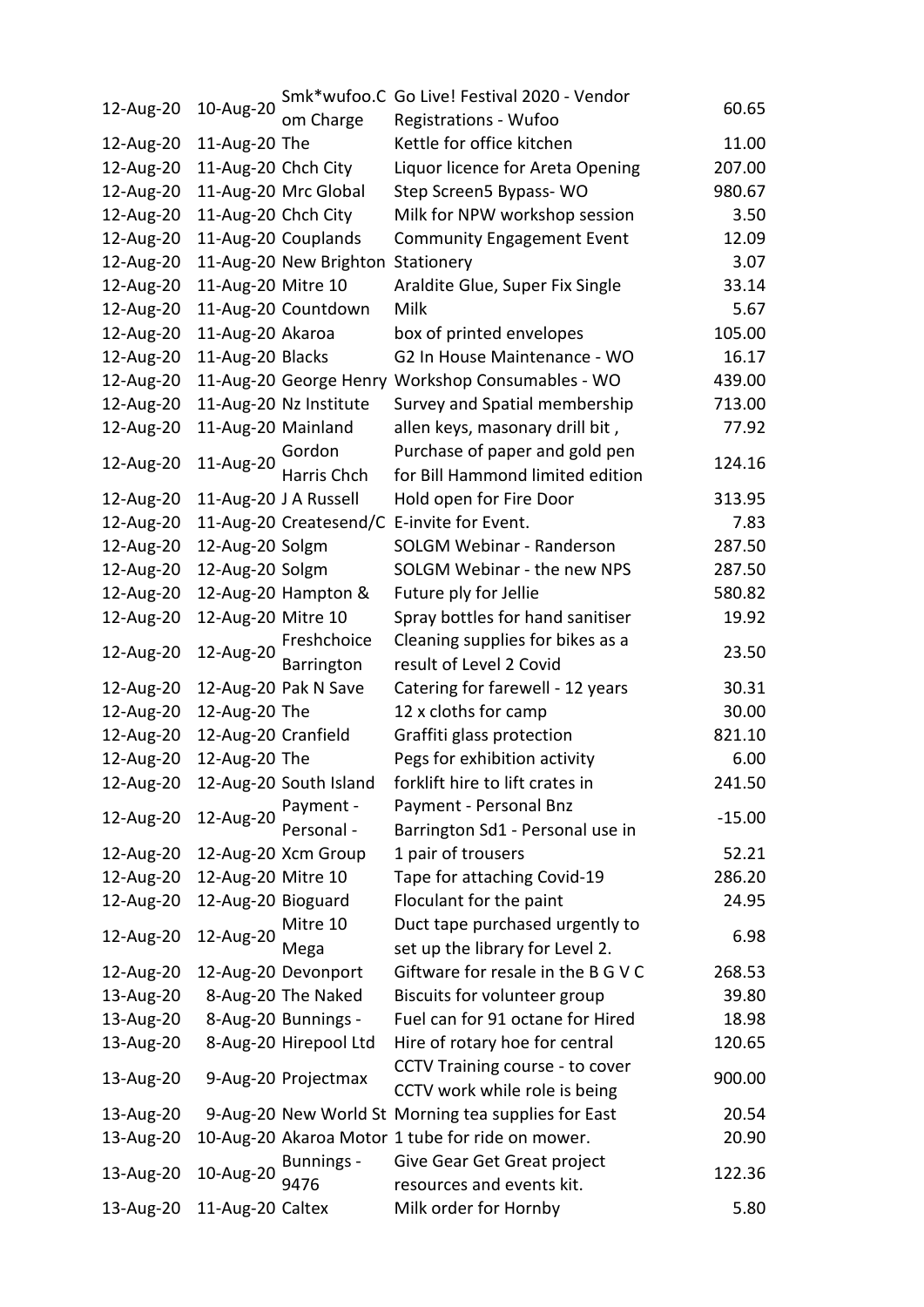| | | | | |
|---|---|---|---|---|
| 12-Aug-20 | 10-Aug-20 | Smk*wufoo.Com Charge | Go Live! Festival 2020 - Vendor Registrations - Wufoo | 60.65 |
| 12-Aug-20 | 11-Aug-20 | The | Kettle for office kitchen | 11.00 |
| 12-Aug-20 | 11-Aug-20 | Chch City | Liquor licence for Areta Opening | 207.00 |
| 12-Aug-20 | 11-Aug-20 | Mrc Global | Step Screen5 Bypass- WO | 980.67 |
| 12-Aug-20 | 11-Aug-20 | Chch City | Milk for NPW workshop session | 3.50 |
| 12-Aug-20 | 11-Aug-20 | Couplands | Community Engagement Event | 12.09 |
| 12-Aug-20 | 11-Aug-20 | New Brighton | Stationery | 3.07 |
| 12-Aug-20 | 11-Aug-20 | Mitre 10 | Araldite Glue, Super Fix Single | 33.14 |
| 12-Aug-20 | 11-Aug-20 | Countdown | Milk | 5.67 |
| 12-Aug-20 | 11-Aug-20 | Akaroa | box of printed envelopes | 105.00 |
| 12-Aug-20 | 11-Aug-20 | Blacks | G2 In House Maintenance - WO | 16.17 |
| 12-Aug-20 | 11-Aug-20 | George Henry | Workshop Consumables - WO | 439.00 |
| 12-Aug-20 | 11-Aug-20 | Nz Institute | Survey and Spatial membership | 713.00 |
| 12-Aug-20 | 11-Aug-20 | Mainland | allen keys, masonary drill bit , | 77.92 |
| 12-Aug-20 | 11-Aug-20 | Gordon Harris Chch | Purchase of paper and gold pen for Bill Hammond limited edition | 124.16 |
| 12-Aug-20 | 11-Aug-20 | J A Russell | Hold open for Fire Door | 313.95 |
| 12-Aug-20 | 11-Aug-20 | Createsend/C | E-invite for Event. | 7.83 |
| 12-Aug-20 | 12-Aug-20 | Solgm | SOLGM Webinar - Randerson | 287.50 |
| 12-Aug-20 | 12-Aug-20 | Solgm | SOLGM Webinar - the new NPS | 287.50 |
| 12-Aug-20 | 12-Aug-20 | Hampton & | Future ply for Jellie | 580.82 |
| 12-Aug-20 | 12-Aug-20 | Mitre 10 | Spray bottles for hand sanitiser | 19.92 |
| 12-Aug-20 | 12-Aug-20 | Freshchoice Barrington | Cleaning supplies for bikes as a result of Level 2 Covid | 23.50 |
| 12-Aug-20 | 12-Aug-20 | Pak N Save | Catering for farewell - 12 years | 30.31 |
| 12-Aug-20 | 12-Aug-20 | The | 12 x cloths for camp | 30.00 |
| 12-Aug-20 | 12-Aug-20 | Cranfield | Graffiti glass protection | 821.10 |
| 12-Aug-20 | 12-Aug-20 | The | Pegs for exhibition activity | 6.00 |
| 12-Aug-20 | 12-Aug-20 | South Island | forklift hire to lift crates in | 241.50 |
| 12-Aug-20 | 12-Aug-20 | Payment - Personal - | Payment - Personal Bnz Barrington Sd1 - Personal use in | -15.00 |
| 12-Aug-20 | 12-Aug-20 | Xcm Group | 1 pair of trousers | 52.21 |
| 12-Aug-20 | 12-Aug-20 | Mitre 10 | Tape for attaching Covid-19 | 286.20 |
| 12-Aug-20 | 12-Aug-20 | Bioguard | Floculant for the paint | 24.95 |
| 12-Aug-20 | 12-Aug-20 | Mitre 10 Mega | Duct tape purchased urgently to set up the library for Level 2. | 6.98 |
| 12-Aug-20 | 12-Aug-20 | Devonport | Giftware for resale in the B G V C | 268.53 |
| 13-Aug-20 | 8-Aug-20 | The Naked | Biscuits for volunteer group | 39.80 |
| 13-Aug-20 | 8-Aug-20 | Bunnings - | Fuel can for 91 octane for Hired | 18.98 |
| 13-Aug-20 | 8-Aug-20 | Hirepool Ltd | Hire of rotary hoe for central | 120.65 |
| 13-Aug-20 | 9-Aug-20 | Projectmax | CCTV Training course - to cover CCTV work while role is being | 900.00 |
| 13-Aug-20 | 9-Aug-20 | New World St | Morning tea supplies for East | 20.54 |
| 13-Aug-20 | 10-Aug-20 | Akaroa Motor | 1 tube for ride on mower. | 20.90 |
| 13-Aug-20 | 10-Aug-20 | Bunnings - 9476 | Give Gear Get Great project resources and events kit. | 122.36 |
| 13-Aug-20 | 11-Aug-20 | Caltex | Milk order for Hornby | 5.80 |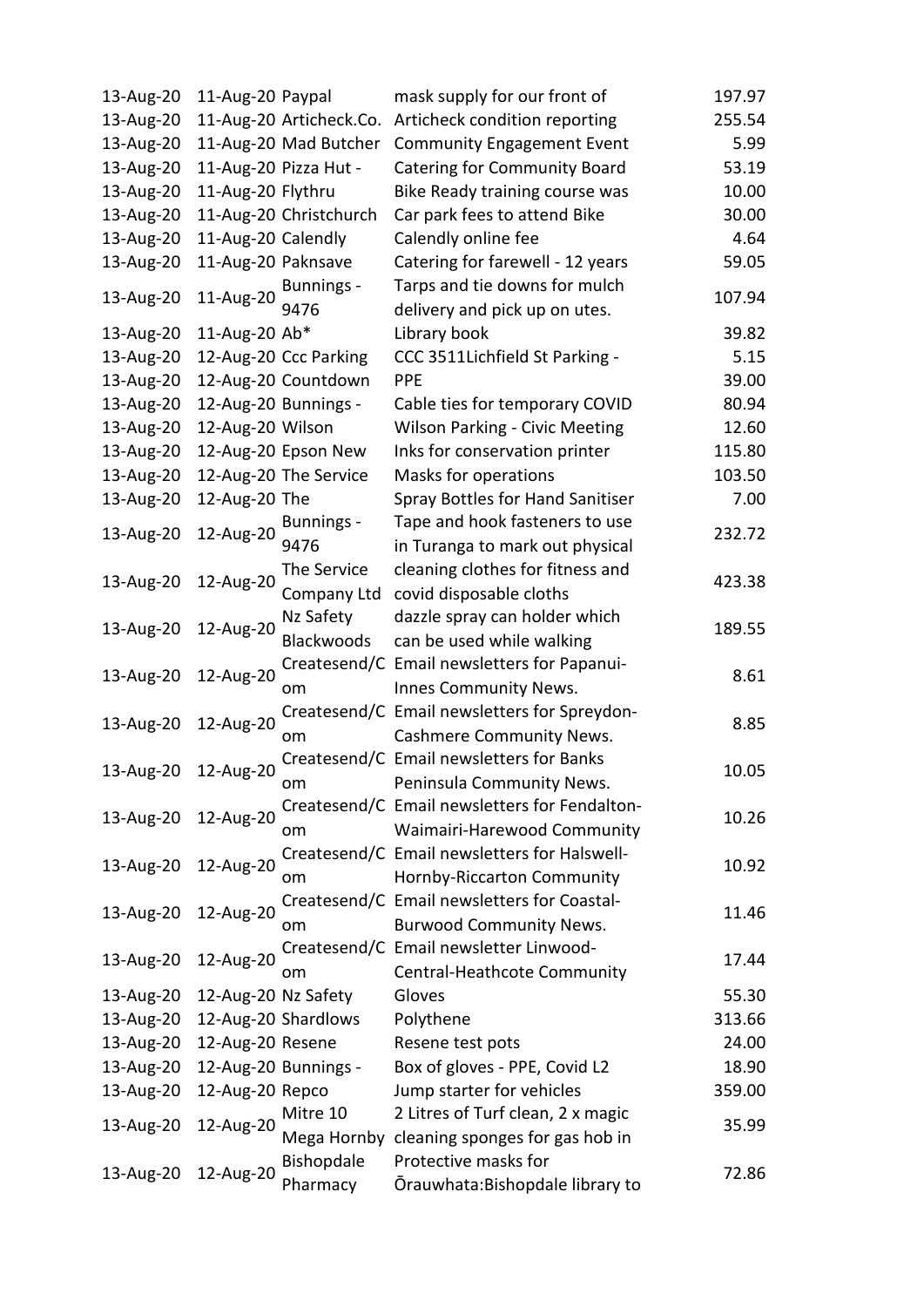| | | | | |
|---|---|---|---|---|
| 13-Aug-20 | 11-Aug-20 | Paypal | mask supply for our front of | 197.97 |
| 13-Aug-20 | 11-Aug-20 | Articheck.Co. | Articheck condition reporting | 255.54 |
| 13-Aug-20 | 11-Aug-20 | Mad Butcher | Community Engagement Event | 5.99 |
| 13-Aug-20 | 11-Aug-20 | Pizza Hut - | Catering for Community Board | 53.19 |
| 13-Aug-20 | 11-Aug-20 | Flythru | Bike Ready training course was | 10.00 |
| 13-Aug-20 | 11-Aug-20 | Christchurch | Car park fees to attend Bike | 30.00 |
| 13-Aug-20 | 11-Aug-20 | Calendly | Calendly online fee | 4.64 |
| 13-Aug-20 | 11-Aug-20 | Paknsave | Catering for farewell - 12 years | 59.05 |
| 13-Aug-20 | 11-Aug-20 | Bunnings - 9476 | Tarps and tie downs for mulch delivery and pick up on utes. | 107.94 |
| 13-Aug-20 | 11-Aug-20 | Ab* | Library book | 39.82 |
| 13-Aug-20 | 12-Aug-20 | Ccc Parking | CCC 3511Lichfield St Parking - | 5.15 |
| 13-Aug-20 | 12-Aug-20 | Countdown | PPE | 39.00 |
| 13-Aug-20 | 12-Aug-20 | Bunnings - | Cable ties for temporary COVID | 80.94 |
| 13-Aug-20 | 12-Aug-20 | Wilson | Wilson Parking - Civic Meeting | 12.60 |
| 13-Aug-20 | 12-Aug-20 | Epson New | Inks for conservation printer | 115.80 |
| 13-Aug-20 | 12-Aug-20 | The Service | Masks for operations | 103.50 |
| 13-Aug-20 | 12-Aug-20 | The | Spray Bottles for Hand Sanitiser | 7.00 |
| 13-Aug-20 | 12-Aug-20 | Bunnings - 9476 | Tape and hook fasteners to use in Turanga to mark out physical | 232.72 |
| 13-Aug-20 | 12-Aug-20 | The Service Company Ltd | cleaning clothes for fitness and covid disposable cloths | 423.38 |
| 13-Aug-20 | 12-Aug-20 | Nz Safety Blackwoods | dazzle spray can holder which can be used while walking | 189.55 |
| 13-Aug-20 | 12-Aug-20 | Createsend/Com | Email newsletters for Papanui-Innes Community News. | 8.61 |
| 13-Aug-20 | 12-Aug-20 | Createsend/Com | Email newsletters for Spreydon-Cashmere Community News. | 8.85 |
| 13-Aug-20 | 12-Aug-20 | Createsend/Com | Email newsletters for Banks Peninsula Community News. | 10.05 |
| 13-Aug-20 | 12-Aug-20 | Createsend/Com | Email newsletters for Fendalton-Waimairi-Harewood Community | 10.26 |
| 13-Aug-20 | 12-Aug-20 | Createsend/Com | Email newsletters for Halswell-Hornby-Riccarton Community | 10.92 |
| 13-Aug-20 | 12-Aug-20 | Createsend/Com | Email newsletters for Coastal-Burwood Community News. | 11.46 |
| 13-Aug-20 | 12-Aug-20 | Createsend/Com | Email newsletter Linwood-Central-Heathcote Community | 17.44 |
| 13-Aug-20 | 12-Aug-20 | Nz Safety | Gloves | 55.30 |
| 13-Aug-20 | 12-Aug-20 | Shardlows | Polythene | 313.66 |
| 13-Aug-20 | 12-Aug-20 | Resene | Resene test pots | 24.00 |
| 13-Aug-20 | 12-Aug-20 | Bunnings - | Box of gloves - PPE, Covid L2 | 18.90 |
| 13-Aug-20 | 12-Aug-20 | Repco | Jump starter for vehicles | 359.00 |
| 13-Aug-20 | 12-Aug-20 | Mitre 10 Mega Hornby | 2 Litres of Turf clean, 2 x magic cleaning sponges for gas hob in | 35.99 |
| 13-Aug-20 | 12-Aug-20 | Bishopdale Pharmacy | Protective masks for Ōrauwhata:Bishopdale library to | 72.86 |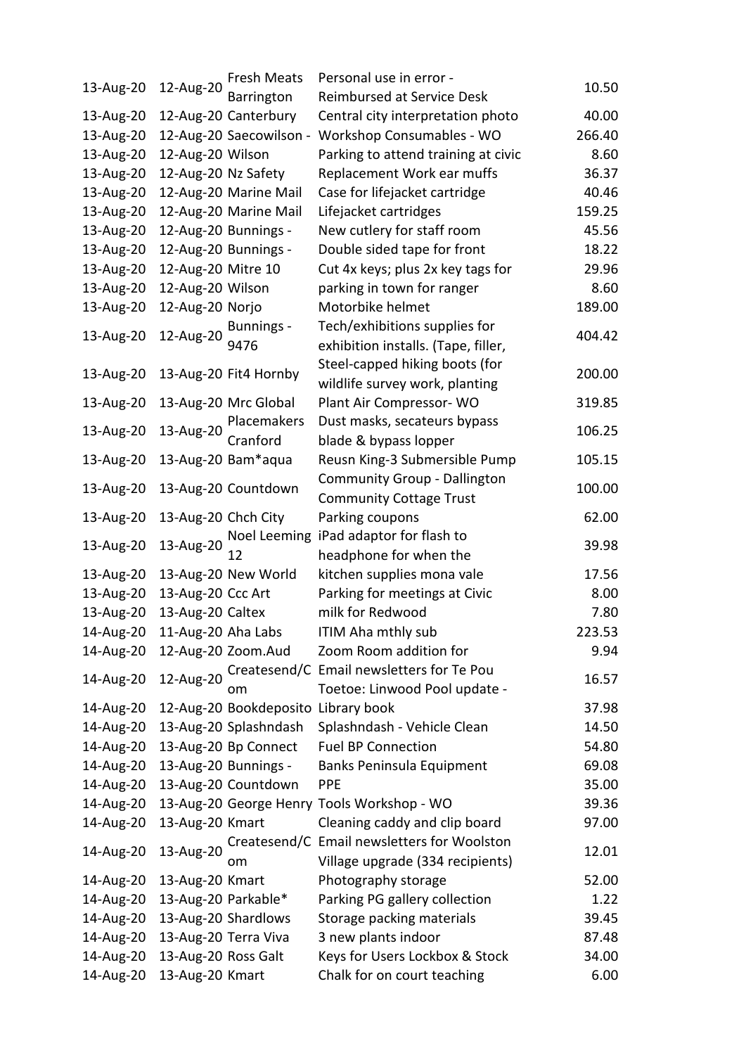| | | | | |
|---|---|---|---|---|
| 13-Aug-20 | 12-Aug-20 | Fresh Meats Barrington | Personal use in error - Reimbursed at Service Desk | 10.50 |
| 13-Aug-20 | 12-Aug-20 | Canterbury | Central city interpretation photo | 40.00 |
| 13-Aug-20 | 12-Aug-20 | Saecowilson - | Workshop Consumables - WO | 266.40 |
| 13-Aug-20 | 12-Aug-20 | Wilson | Parking to attend training at civic | 8.60 |
| 13-Aug-20 | 12-Aug-20 | Nz Safety | Replacement Work ear muffs | 36.37 |
| 13-Aug-20 | 12-Aug-20 | Marine Mail | Case for lifejacket cartridge | 40.46 |
| 13-Aug-20 | 12-Aug-20 | Marine Mail | Lifejacket cartridges | 159.25 |
| 13-Aug-20 | 12-Aug-20 | Bunnings - | New cutlery for staff room | 45.56 |
| 13-Aug-20 | 12-Aug-20 | Bunnings - | Double sided tape for front | 18.22 |
| 13-Aug-20 | 12-Aug-20 | Mitre 10 | Cut 4x keys; plus 2x key tags for | 29.96 |
| 13-Aug-20 | 12-Aug-20 | Wilson | parking in town for ranger | 8.60 |
| 13-Aug-20 | 12-Aug-20 | Norjo | Motorbike helmet | 189.00 |
| 13-Aug-20 | 12-Aug-20 | Bunnings - 9476 | Tech/exhibitions supplies for exhibition installs. (Tape, filler, | 404.42 |
| 13-Aug-20 | 13-Aug-20 | Fit4 Hornby | Steel-capped hiking boots (for wildlife survey work, planting | 200.00 |
| 13-Aug-20 | 13-Aug-20 | Mrc Global | Plant Air Compressor- WO | 319.85 |
| 13-Aug-20 | 13-Aug-20 | Placemakers Cranford | Dust masks, secateurs bypass blade & bypass lopper | 106.25 |
| 13-Aug-20 | 13-Aug-20 | Bam*aqua | Reusn King-3 Submersible Pump | 105.15 |
| 13-Aug-20 | 13-Aug-20 | Countdown | Community Group - Dallington Community Cottage Trust | 100.00 |
| 13-Aug-20 | 13-Aug-20 | Chch City | Parking coupons | 62.00 |
| 13-Aug-20 | 13-Aug-20 | Noel Leeming 12 | iPad adaptor for flash to headphone for when the | 39.98 |
| 13-Aug-20 | 13-Aug-20 | New World | kitchen supplies mona vale | 17.56 |
| 13-Aug-20 | 13-Aug-20 | Ccc Art | Parking for meetings at Civic | 8.00 |
| 13-Aug-20 | 13-Aug-20 | Caltex | milk for Redwood | 7.80 |
| 14-Aug-20 | 11-Aug-20 | Aha Labs | ITIM Aha mthly sub | 223.53 |
| 14-Aug-20 | 12-Aug-20 | Zoom.Aud | Zoom Room addition for | 9.94 |
| 14-Aug-20 | 12-Aug-20 | Createsend/C om | Email newsletters for Te Pou Toetoe: Linwood Pool update - | 16.57 |
| 14-Aug-20 | 12-Aug-20 | Bookdeposito | Library book | 37.98 |
| 14-Aug-20 | 13-Aug-20 | Splashndash | Splashndash - Vehicle Clean | 14.50 |
| 14-Aug-20 | 13-Aug-20 | Bp Connect | Fuel BP Connection | 54.80 |
| 14-Aug-20 | 13-Aug-20 | Bunnings - | Banks Peninsula Equipment | 69.08 |
| 14-Aug-20 | 13-Aug-20 | Countdown | PPE | 35.00 |
| 14-Aug-20 | 13-Aug-20 | George Henry | Tools Workshop - WO | 39.36 |
| 14-Aug-20 | 13-Aug-20 | Kmart | Cleaning caddy and clip board | 97.00 |
| 14-Aug-20 | 13-Aug-20 | Createsend/C om | Email newsletters for Woolston Village upgrade (334 recipients) | 12.01 |
| 14-Aug-20 | 13-Aug-20 | Kmart | Photography storage | 52.00 |
| 14-Aug-20 | 13-Aug-20 | Parkable* | Parking PG gallery collection | 1.22 |
| 14-Aug-20 | 13-Aug-20 | Shardlows | Storage packing materials | 39.45 |
| 14-Aug-20 | 13-Aug-20 | Terra Viva | 3 new plants indoor | 87.48 |
| 14-Aug-20 | 13-Aug-20 | Ross Galt | Keys for Users Lockbox & Stock | 34.00 |
| 14-Aug-20 | 13-Aug-20 | Kmart | Chalk for on court teaching | 6.00 |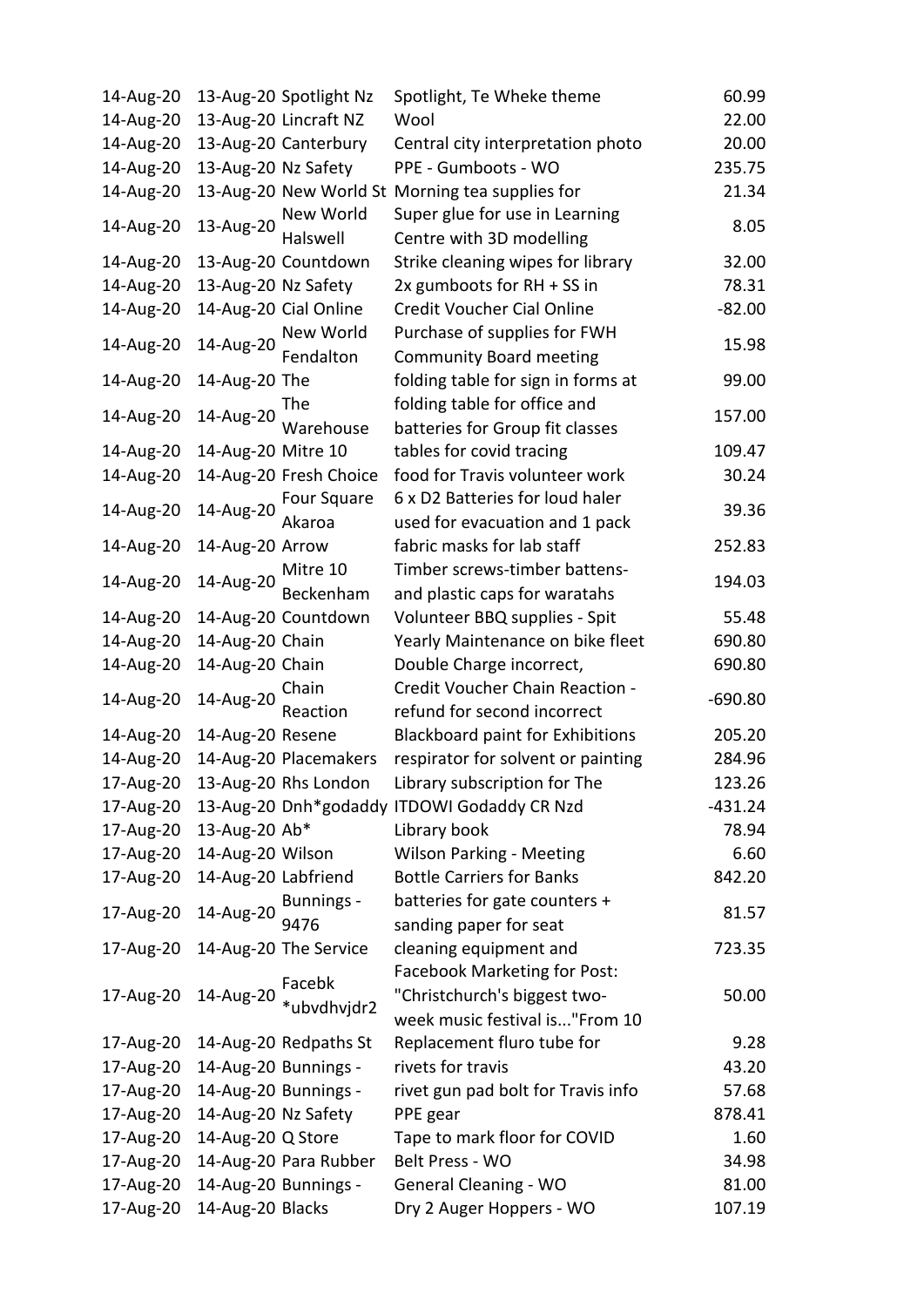| | | | | |
|---|---|---|---|---|
| 14-Aug-20 | 13-Aug-20 | Spotlight Nz | Spotlight, Te Wheke theme | 60.99 |
| 14-Aug-20 | 13-Aug-20 | Lincraft NZ | Wool | 22.00 |
| 14-Aug-20 | 13-Aug-20 | Canterbury | Central city interpretation photo | 20.00 |
| 14-Aug-20 | 13-Aug-20 | Nz Safety | PPE - Gumboots - WO | 235.75 |
| 14-Aug-20 | 13-Aug-20 | New World St | Morning tea supplies for | 21.34 |
| 14-Aug-20 | 13-Aug-20 | New World Halswell | Super glue for use in Learning Centre with 3D modelling | 8.05 |
| 14-Aug-20 | 13-Aug-20 | Countdown | Strike cleaning wipes for library | 32.00 |
| 14-Aug-20 | 13-Aug-20 | Nz Safety | 2x gumboots for RH + SS in | 78.31 |
| 14-Aug-20 | 14-Aug-20 | Cial Online | Credit Voucher Cial Online | -82.00 |
| 14-Aug-20 | 14-Aug-20 | New World Fendalton | Purchase of supplies for FWH Community Board meeting | 15.98 |
| 14-Aug-20 | 14-Aug-20 | The | folding table for sign in forms at | 99.00 |
| 14-Aug-20 | 14-Aug-20 | The Warehouse | folding table for office and batteries for Group fit classes | 157.00 |
| 14-Aug-20 | 14-Aug-20 | Mitre 10 | tables for covid tracing | 109.47 |
| 14-Aug-20 | 14-Aug-20 | Fresh Choice | food for Travis volunteer work | 30.24 |
| 14-Aug-20 | 14-Aug-20 | Four Square Akaroa | 6 x D2 Batteries for loud haler used for evacuation and 1 pack | 39.36 |
| 14-Aug-20 | 14-Aug-20 | Arrow | fabric masks for lab staff | 252.83 |
| 14-Aug-20 | 14-Aug-20 | Mitre 10 Beckenham | Timber screws-timber battens-and plastic caps for waratahs | 194.03 |
| 14-Aug-20 | 14-Aug-20 | Countdown | Volunteer BBQ supplies - Spit | 55.48 |
| 14-Aug-20 | 14-Aug-20 | Chain | Yearly Maintenance on bike fleet | 690.80 |
| 14-Aug-20 | 14-Aug-20 | Chain | Double Charge incorrect, | 690.80 |
| 14-Aug-20 | 14-Aug-20 | Chain Reaction | Credit Voucher Chain Reaction - refund for second incorrect | -690.80 |
| 14-Aug-20 | 14-Aug-20 | Resene | Blackboard paint for Exhibitions | 205.20 |
| 14-Aug-20 | 14-Aug-20 | Placemakers | respirator for solvent or painting | 284.96 |
| 17-Aug-20 | 13-Aug-20 | Rhs London | Library subscription for The | 123.26 |
| 17-Aug-20 | 13-Aug-20 | Dnh*godaddy | ITDOWI Godaddy CR Nzd | -431.24 |
| 17-Aug-20 | 13-Aug-20 | Ab* | Library book | 78.94 |
| 17-Aug-20 | 14-Aug-20 | Wilson | Wilson Parking - Meeting | 6.60 |
| 17-Aug-20 | 14-Aug-20 | Labfriend | Bottle Carriers for Banks | 842.20 |
| 17-Aug-20 | 14-Aug-20 | Bunnings - 9476 | batteries for gate counters + sanding paper for seat | 81.57 |
| 17-Aug-20 | 14-Aug-20 | The Service | cleaning equipment and | 723.35 |
| 17-Aug-20 | 14-Aug-20 | Facebk *ubvdhvjdr2 | Facebook Marketing for Post: "Christchurch's biggest two-week music festival is..."From 10 | 50.00 |
| 17-Aug-20 | 14-Aug-20 | Redpaths St | Replacement fluro tube for | 9.28 |
| 17-Aug-20 | 14-Aug-20 | Bunnings - | rivets for travis | 43.20 |
| 17-Aug-20 | 14-Aug-20 | Bunnings - | rivet gun pad bolt for Travis info | 57.68 |
| 17-Aug-20 | 14-Aug-20 | Nz Safety | PPE gear | 878.41 |
| 17-Aug-20 | 14-Aug-20 | Q Store | Tape to mark floor for COVID | 1.60 |
| 17-Aug-20 | 14-Aug-20 | Para Rubber | Belt Press - WO | 34.98 |
| 17-Aug-20 | 14-Aug-20 | Bunnings - | General Cleaning - WO | 81.00 |
| 17-Aug-20 | 14-Aug-20 | Blacks | Dry 2 Auger Hoppers - WO | 107.19 |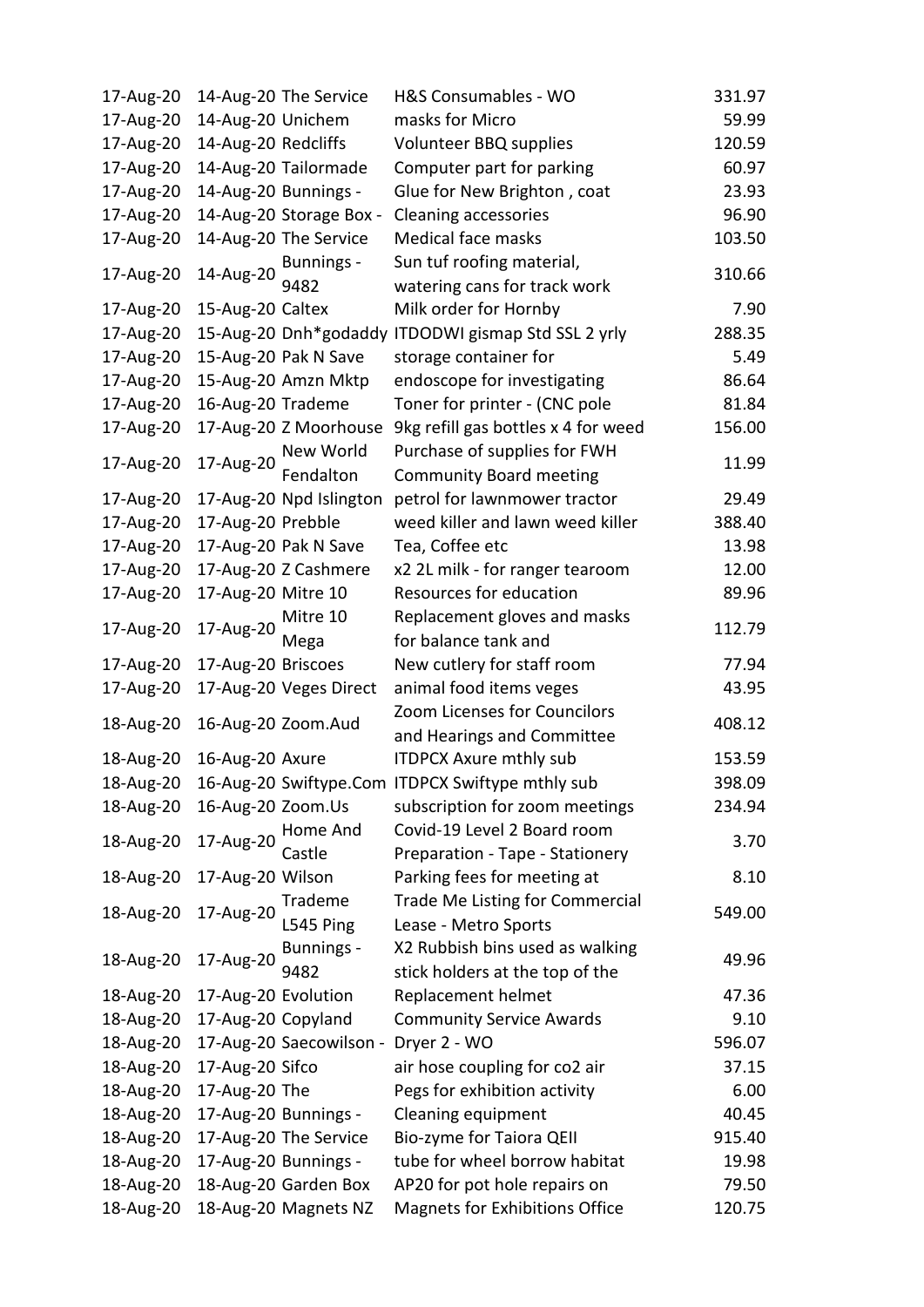| | | | | |
|---|---|---|---|---|
| 17-Aug-20 | 14-Aug-20 | The Service | H&S Consumables - WO | 331.97 |
| 17-Aug-20 | 14-Aug-20 | Unichem | masks for Micro | 59.99 |
| 17-Aug-20 | 14-Aug-20 | Redcliffs | Volunteer BBQ supplies | 120.59 |
| 17-Aug-20 | 14-Aug-20 | Tailormade | Computer part for parking | 60.97 |
| 17-Aug-20 | 14-Aug-20 | Bunnings - | Glue for New Brighton , coat | 23.93 |
| 17-Aug-20 | 14-Aug-20 | Storage Box - | Cleaning accessories | 96.90 |
| 17-Aug-20 | 14-Aug-20 | The Service | Medical face masks | 103.50 |
| 17-Aug-20 | 14-Aug-20 | Bunnings - 9482 | Sun tuf roofing material, watering cans for track work | 310.66 |
| 17-Aug-20 | 15-Aug-20 | Caltex | Milk order for Hornby | 7.90 |
| 17-Aug-20 | 15-Aug-20 | Dnh*godaddy | ITDODWI gismap Std SSL 2 yrly | 288.35 |
| 17-Aug-20 | 15-Aug-20 | Pak N Save | storage container for | 5.49 |
| 17-Aug-20 | 15-Aug-20 | Amzn Mktp | endoscope for investigating | 86.64 |
| 17-Aug-20 | 16-Aug-20 | Trademe | Toner for printer - (CNC pole | 81.84 |
| 17-Aug-20 | 17-Aug-20 | Z Moorhouse | 9kg refill gas bottles x 4 for weed | 156.00 |
| 17-Aug-20 | 17-Aug-20 | New World Fendalton | Purchase of supplies for FWH Community Board meeting | 11.99 |
| 17-Aug-20 | 17-Aug-20 | Npd Islington | petrol for lawnmower tractor | 29.49 |
| 17-Aug-20 | 17-Aug-20 | Prebble | weed killer and lawn weed killer | 388.40 |
| 17-Aug-20 | 17-Aug-20 | Pak N Save | Tea, Coffee etc | 13.98 |
| 17-Aug-20 | 17-Aug-20 | Z Cashmere | x2 2L milk - for ranger tearoom | 12.00 |
| 17-Aug-20 | 17-Aug-20 | Mitre 10 | Resources for education | 89.96 |
| 17-Aug-20 | 17-Aug-20 | Mitre 10 Mega | Replacement gloves and masks for balance tank and | 112.79 |
| 17-Aug-20 | 17-Aug-20 | Briscoes | New cutlery for staff room | 77.94 |
| 17-Aug-20 | 17-Aug-20 | Veges Direct | animal food items veges | 43.95 |
| 18-Aug-20 | 16-Aug-20 | Zoom.Aud | Zoom Licenses for Councilors and Hearings and Committee | 408.12 |
| 18-Aug-20 | 16-Aug-20 | Axure | ITDPCX Axure mthly sub | 153.59 |
| 18-Aug-20 | 16-Aug-20 | Swiftype.Com | ITDPCX Swiftype mthly sub | 398.09 |
| 18-Aug-20 | 16-Aug-20 | Zoom.Us | subscription for zoom meetings | 234.94 |
| 18-Aug-20 | 17-Aug-20 | Home And Castle | Covid-19 Level 2 Board room Preparation - Tape - Stationery | 3.70 |
| 18-Aug-20 | 17-Aug-20 | Wilson | Parking fees for meeting at | 8.10 |
| 18-Aug-20 | 17-Aug-20 | Trademe L545 Ping | Trade Me Listing for Commercial Lease - Metro Sports | 549.00 |
| 18-Aug-20 | 17-Aug-20 | Bunnings - 9482 | X2 Rubbish bins used as walking stick holders at the top of the | 49.96 |
| 18-Aug-20 | 17-Aug-20 | Evolution | Replacement helmet | 47.36 |
| 18-Aug-20 | 17-Aug-20 | Copyland | Community Service Awards | 9.10 |
| 18-Aug-20 | 17-Aug-20 | Saecowilson - | Dryer 2 - WO | 596.07 |
| 18-Aug-20 | 17-Aug-20 | Sifco | air hose coupling for co2 air | 37.15 |
| 18-Aug-20 | 17-Aug-20 | The | Pegs for exhibition activity | 6.00 |
| 18-Aug-20 | 17-Aug-20 | Bunnings - | Cleaning equipment | 40.45 |
| 18-Aug-20 | 17-Aug-20 | The Service | Bio-zyme for Taiora QEII | 915.40 |
| 18-Aug-20 | 17-Aug-20 | Bunnings - | tube for wheel borrow habitat | 19.98 |
| 18-Aug-20 | 18-Aug-20 | Garden Box | AP20 for pot hole repairs on | 79.50 |
| 18-Aug-20 | 18-Aug-20 | Magnets NZ | Magnets for Exhibitions Office | 120.75 |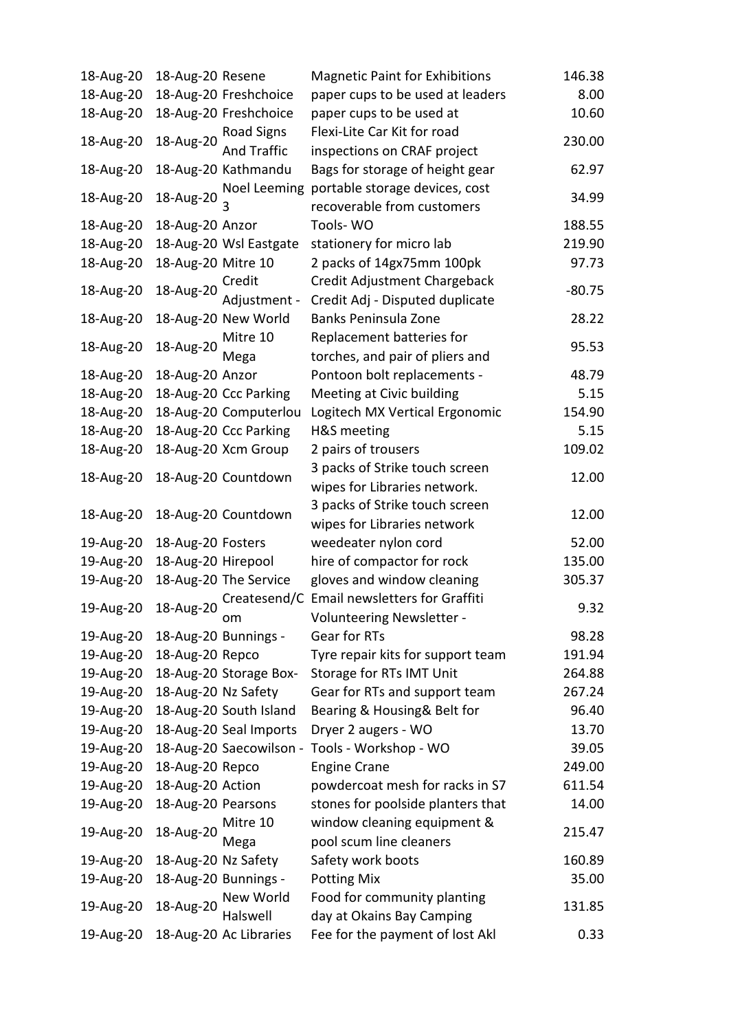| | | | | |
|---|---|---|---|---|
| 18-Aug-20 | 18-Aug-20 | Resene | Magnetic Paint for Exhibitions | 146.38 |
| 18-Aug-20 | 18-Aug-20 | Freshchoice | paper cups to be used at leaders | 8.00 |
| 18-Aug-20 | 18-Aug-20 | Freshchoice | paper cups to be used at | 10.60 |
| 18-Aug-20 | 18-Aug-20 | Road Signs And Traffic | Flexi-Lite Car Kit for road inspections on CRAF project | 230.00 |
| 18-Aug-20 | 18-Aug-20 | Kathmandu | Bags for storage of height gear | 62.97 |
| 18-Aug-20 | 18-Aug-20 | Noel Leeming 3 | portable storage devices, cost recoverable from customers | 34.99 |
| 18-Aug-20 | 18-Aug-20 | Anzor | Tools- WO | 188.55 |
| 18-Aug-20 | 18-Aug-20 | Wsl Eastgate | stationery for micro lab | 219.90 |
| 18-Aug-20 | 18-Aug-20 | Mitre 10 | 2 packs of 14gx75mm 100pk | 97.73 |
| 18-Aug-20 | 18-Aug-20 | Credit Adjustment - | Credit Adjustment Chargeback Credit Adj - Disputed duplicate | -80.75 |
| 18-Aug-20 | 18-Aug-20 | New World | Banks Peninsula Zone | 28.22 |
| 18-Aug-20 | 18-Aug-20 | Mitre 10 Mega | Replacement batteries for torches, and pair of pliers and | 95.53 |
| 18-Aug-20 | 18-Aug-20 | Anzor | Pontoon bolt replacements - | 48.79 |
| 18-Aug-20 | 18-Aug-20 | Ccc Parking | Meeting at Civic building | 5.15 |
| 18-Aug-20 | 18-Aug-20 | Computerlou | Logitech MX Vertical Ergonomic | 154.90 |
| 18-Aug-20 | 18-Aug-20 | Ccc Parking | H&S meeting | 5.15 |
| 18-Aug-20 | 18-Aug-20 | Xcm Group | 2 pairs of trousers | 109.02 |
| 18-Aug-20 | 18-Aug-20 | Countdown | 3 packs of Strike touch screen wipes for Libraries network. | 12.00 |
| 18-Aug-20 | 18-Aug-20 | Countdown | 3 packs of Strike touch screen wipes for Libraries network | 12.00 |
| 19-Aug-20 | 18-Aug-20 | Fosters | weedeater nylon cord | 52.00 |
| 19-Aug-20 | 18-Aug-20 | Hirepool | hire of compactor for rock | 135.00 |
| 19-Aug-20 | 18-Aug-20 | The Service | gloves and window cleaning | 305.37 |
| 19-Aug-20 | 18-Aug-20 | Createsend/Com | Email newsletters for Graffiti Volunteering Newsletter - | 9.32 |
| 19-Aug-20 | 18-Aug-20 | Bunnings - | Gear for RTs | 98.28 |
| 19-Aug-20 | 18-Aug-20 | Repco | Tyre repair kits for support team | 191.94 |
| 19-Aug-20 | 18-Aug-20 | Storage Box- | Storage for RTs IMT Unit | 264.88 |
| 19-Aug-20 | 18-Aug-20 | Nz Safety | Gear for RTs and support team | 267.24 |
| 19-Aug-20 | 18-Aug-20 | South Island | Bearing & Housing& Belt for | 96.40 |
| 19-Aug-20 | 18-Aug-20 | Seal Imports | Dryer 2 augers - WO | 13.70 |
| 19-Aug-20 | 18-Aug-20 | Saecowilson - | Tools - Workshop - WO | 39.05 |
| 19-Aug-20 | 18-Aug-20 | Repco | Engine Crane | 249.00 |
| 19-Aug-20 | 18-Aug-20 | Action | powdercoat mesh for racks in S7 | 611.54 |
| 19-Aug-20 | 18-Aug-20 | Pearsons | stones for poolside planters that | 14.00 |
| 19-Aug-20 | 18-Aug-20 | Mitre 10 Mega | window cleaning equipment & pool scum line cleaners | 215.47 |
| 19-Aug-20 | 18-Aug-20 | Nz Safety | Safety work boots | 160.89 |
| 19-Aug-20 | 18-Aug-20 | Bunnings - | Potting Mix | 35.00 |
| 19-Aug-20 | 18-Aug-20 | New World Halswell | Food for community planting day at Okains Bay Camping | 131.85 |
| 19-Aug-20 | 18-Aug-20 | Ac Libraries | Fee for the payment of lost Akl | 0.33 |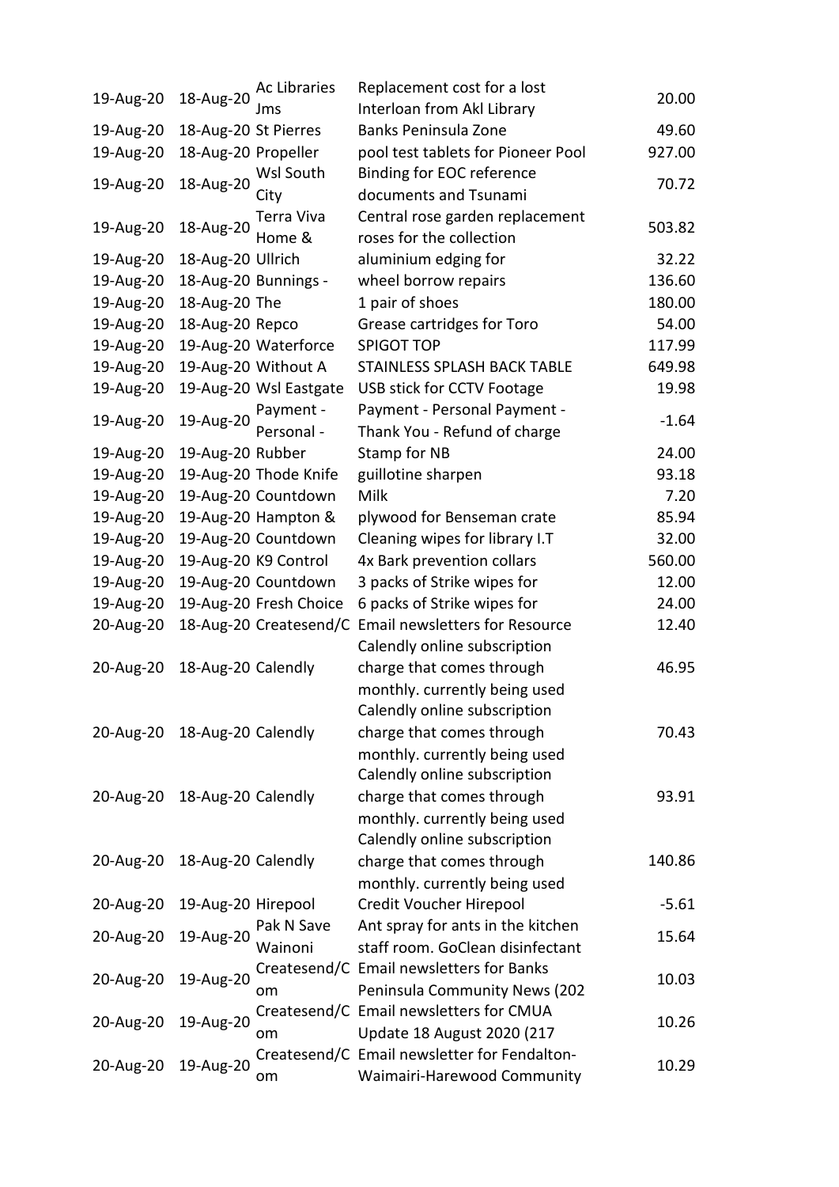| | | | | |
|---|---|---|---|---|
| 19-Aug-20 | 18-Aug-20 | Ac Libraries Jms | Replacement cost for a lost Interloan from Akl Library | 20.00 |
| 19-Aug-20 | 18-Aug-20 | St Pierres | Banks Peninsula Zone | 49.60 |
| 19-Aug-20 | 18-Aug-20 | Propeller | pool test tablets for Pioneer Pool | 927.00 |
| 19-Aug-20 | 18-Aug-20 | Wsl South City | Binding for EOC reference documents and Tsunami | 70.72 |
| 19-Aug-20 | 18-Aug-20 | Terra Viva Home & | Central rose garden replacement roses for the collection | 503.82 |
| 19-Aug-20 | 18-Aug-20 | Ullrich | aluminium edging for | 32.22 |
| 19-Aug-20 | 18-Aug-20 | Bunnings - | wheel borrow repairs | 136.60 |
| 19-Aug-20 | 18-Aug-20 | The | 1 pair of shoes | 180.00 |
| 19-Aug-20 | 18-Aug-20 | Repco | Grease cartridges for Toro | 54.00 |
| 19-Aug-20 | 19-Aug-20 | Waterforce | SPIGOT TOP | 117.99 |
| 19-Aug-20 | 19-Aug-20 | Without A | STAINLESS SPLASH BACK TABLE | 649.98 |
| 19-Aug-20 | 19-Aug-20 | Wsl Eastgate | USB stick for CCTV Footage | 19.98 |
| 19-Aug-20 | 19-Aug-20 | Payment - Personal - | Payment - Personal Payment - Thank You - Refund of charge | -1.64 |
| 19-Aug-20 | 19-Aug-20 | Rubber | Stamp for NB | 24.00 |
| 19-Aug-20 | 19-Aug-20 | Thode Knife | guillotine sharpen | 93.18 |
| 19-Aug-20 | 19-Aug-20 | Countdown | Milk | 7.20 |
| 19-Aug-20 | 19-Aug-20 | Hampton & | plywood for Benseman crate | 85.94 |
| 19-Aug-20 | 19-Aug-20 | Countdown | Cleaning wipes for library I.T | 32.00 |
| 19-Aug-20 | 19-Aug-20 | K9 Control | 4x Bark prevention collars | 560.00 |
| 19-Aug-20 | 19-Aug-20 | Countdown | 3 packs of Strike wipes for | 12.00 |
| 19-Aug-20 | 19-Aug-20 | Fresh Choice | 6 packs of Strike wipes for | 24.00 |
| 20-Aug-20 | 18-Aug-20 | Createsend/C | Email newsletters for Resource | 12.40 |
| 20-Aug-20 | 18-Aug-20 | Calendly | Calendly online subscription charge that comes through monthly. currently being used | 46.95 |
| 20-Aug-20 | 18-Aug-20 | Calendly | Calendly online subscription charge that comes through monthly. currently being used | 70.43 |
| 20-Aug-20 | 18-Aug-20 | Calendly | Calendly online subscription charge that comes through monthly. currently being used | 93.91 |
| 20-Aug-20 | 18-Aug-20 | Calendly | Calendly online subscription charge that comes through monthly. currently being used | 140.86 |
| 20-Aug-20 | 19-Aug-20 | Hirepool | Credit Voucher Hirepool | -5.61 |
| 20-Aug-20 | 19-Aug-20 | Pak N Save Wainoni | Ant spray for ants in the kitchen staff room. GoClean disinfectant | 15.64 |
| 20-Aug-20 | 19-Aug-20 | Createsend/C om | Email newsletters for Banks Peninsula Community News (202 | 10.03 |
| 20-Aug-20 | 19-Aug-20 | Createsend/C om | Email newsletters for CMUA Update 18 August 2020 (217 | 10.26 |
| 20-Aug-20 | 19-Aug-20 | Createsend/C om | Email newsletter for Fendalton-Waimairi-Harewood Community | 10.29 |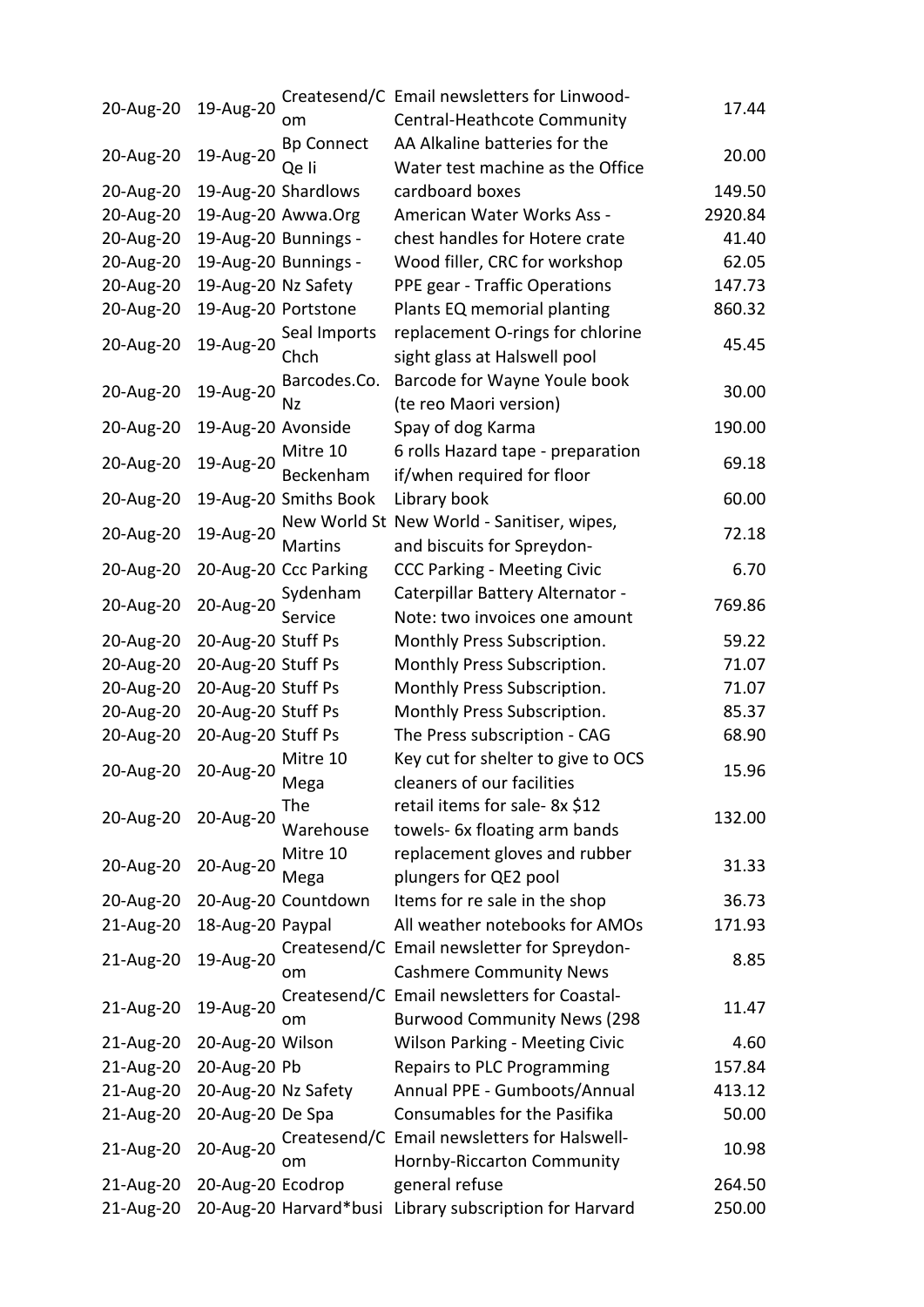| | | | | |
|---|---|---|---|---|
| 20-Aug-20 | 19-Aug-20 | Createsend/Com | Email newsletters for Linwood-Central-Heathcote Community | 17.44 |
| 20-Aug-20 | 19-Aug-20 | Bp Connect Qe Ii | AA Alkaline batteries for the Water test machine as the Office | 20.00 |
| 20-Aug-20 | 19-Aug-20 | Shardlows | cardboard boxes | 149.50 |
| 20-Aug-20 | 19-Aug-20 | Awwa.Org | American Water Works Ass - | 2920.84 |
| 20-Aug-20 | 19-Aug-20 | Bunnings - | chest handles for Hotere crate | 41.40 |
| 20-Aug-20 | 19-Aug-20 | Bunnings - | Wood filler, CRC for workshop | 62.05 |
| 20-Aug-20 | 19-Aug-20 | Nz Safety | PPE gear - Traffic Operations | 147.73 |
| 20-Aug-20 | 19-Aug-20 | Portstone | Plants EQ memorial planting | 860.32 |
| 20-Aug-20 | 19-Aug-20 | Seal Imports Chch | replacement O-rings for chlorine sight glass at Halswell pool | 45.45 |
| 20-Aug-20 | 19-Aug-20 | Barcodes.Co.Nz | Barcode for Wayne Youle book (te reo Maori version) | 30.00 |
| 20-Aug-20 | 19-Aug-20 | Avonside | Spay of dog Karma | 190.00 |
| 20-Aug-20 | 19-Aug-20 | Mitre 10 Beckenham | 6 rolls Hazard tape - preparation if/when required for floor | 69.18 |
| 20-Aug-20 | 19-Aug-20 | Smiths Book | Library book | 60.00 |
| 20-Aug-20 | 19-Aug-20 | New World St Martins | New World - Sanitiser, wipes, and biscuits for Spreydon- | 72.18 |
| 20-Aug-20 | 20-Aug-20 | Ccc Parking | CCC Parking - Meeting Civic | 6.70 |
| 20-Aug-20 | 20-Aug-20 | Sydenham Service | Caterpillar Battery Alternator - Note: two invoices one amount | 769.86 |
| 20-Aug-20 | 20-Aug-20 | Stuff Ps | Monthly Press Subscription. | 59.22 |
| 20-Aug-20 | 20-Aug-20 | Stuff Ps | Monthly Press Subscription. | 71.07 |
| 20-Aug-20 | 20-Aug-20 | Stuff Ps | Monthly Press Subscription. | 71.07 |
| 20-Aug-20 | 20-Aug-20 | Stuff Ps | Monthly Press Subscription. | 85.37 |
| 20-Aug-20 | 20-Aug-20 | Stuff Ps | The Press subscription - CAG | 68.90 |
| 20-Aug-20 | 20-Aug-20 | Mitre 10 Mega | Key cut for shelter to give to OCS cleaners of our facilities | 15.96 |
| 20-Aug-20 | 20-Aug-20 | The Warehouse | retail items for sale- 8x $12 towels- 6x floating arm bands | 132.00 |
| 20-Aug-20 | 20-Aug-20 | Mitre 10 Mega | replacement gloves and rubber plungers for QE2 pool | 31.33 |
| 20-Aug-20 | 20-Aug-20 | Countdown | Items for re sale in the shop | 36.73 |
| 21-Aug-20 | 18-Aug-20 | Paypal | All weather notebooks for AMOs | 171.93 |
| 21-Aug-20 | 19-Aug-20 | Createsend/Com | Email newsletter for Spreydon-Cashmere Community News | 8.85 |
| 21-Aug-20 | 19-Aug-20 | Createsend/Com | Email newsletters for Coastal-Burwood Community News (298 | 11.47 |
| 21-Aug-20 | 20-Aug-20 | Wilson | Wilson Parking - Meeting Civic | 4.60 |
| 21-Aug-20 | 20-Aug-20 | Pb | Repairs to PLC Programming | 157.84 |
| 21-Aug-20 | 20-Aug-20 | Nz Safety | Annual PPE - Gumboots/Annual | 413.12 |
| 21-Aug-20 | 20-Aug-20 | De Spa | Consumables for the Pasifika | 50.00 |
| 21-Aug-20 | 20-Aug-20 | Createsend/Com | Email newsletters for Halswell-Hornby-Riccarton Community | 10.98 |
| 21-Aug-20 | 20-Aug-20 | Ecodrop | general refuse | 264.50 |
| 21-Aug-20 | 20-Aug-20 | Harvard*busi | Library subscription for Harvard | 250.00 |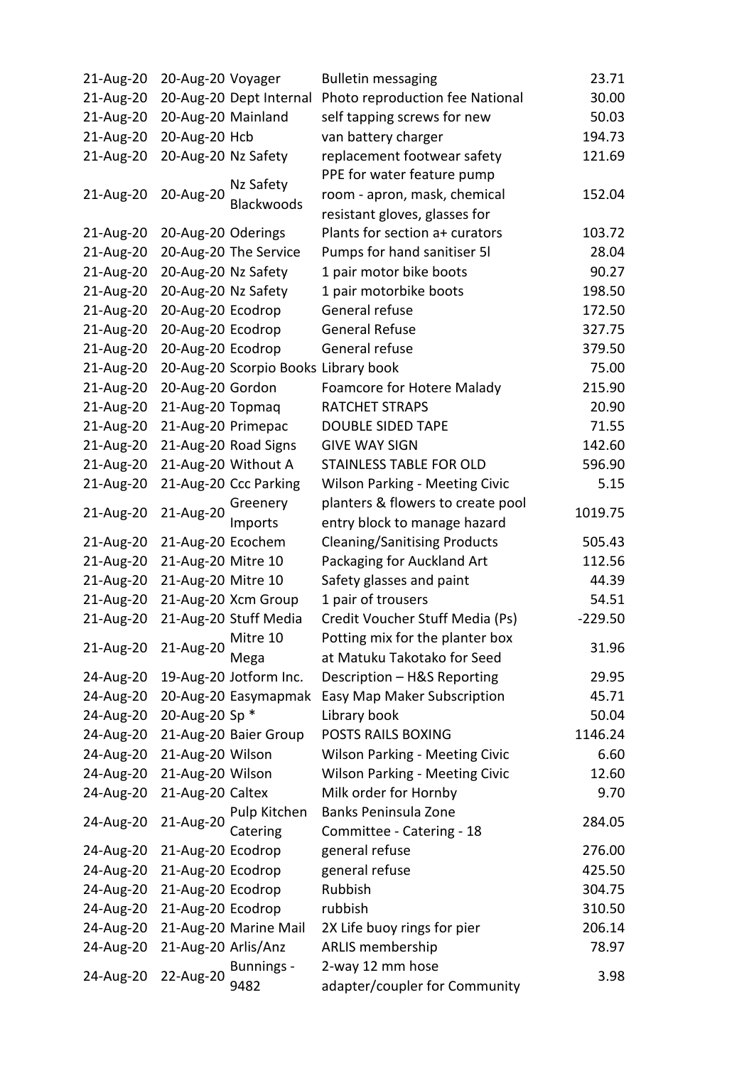| | | | | |
|---|---|---|---|---|
| 21-Aug-20 | 20-Aug-20 | Voyager | Bulletin messaging | 23.71 |
| 21-Aug-20 | 20-Aug-20 | Dept Internal | Photo reproduction fee National | 30.00 |
| 21-Aug-20 | 20-Aug-20 | Mainland | self tapping screws for new | 50.03 |
| 21-Aug-20 | 20-Aug-20 | Hcb | van battery charger | 194.73 |
| 21-Aug-20 | 20-Aug-20 | Nz Safety | replacement footwear safety | 121.69 |
| 21-Aug-20 | 20-Aug-20 | Nz Safety Blackwoods | PPE for water feature pump room - apron, mask, chemical resistant gloves, glasses for | 152.04 |
| 21-Aug-20 | 20-Aug-20 | Oderings | Plants for section a+ curators | 103.72 |
| 21-Aug-20 | 20-Aug-20 | The Service | Pumps for hand sanitiser 5l | 28.04 |
| 21-Aug-20 | 20-Aug-20 | Nz Safety | 1 pair motor bike boots | 90.27 |
| 21-Aug-20 | 20-Aug-20 | Nz Safety | 1 pair motorbike boots | 198.50 |
| 21-Aug-20 | 20-Aug-20 | Ecodrop | General refuse | 172.50 |
| 21-Aug-20 | 20-Aug-20 | Ecodrop | General Refuse | 327.75 |
| 21-Aug-20 | 20-Aug-20 | Ecodrop | General refuse | 379.50 |
| 21-Aug-20 | 20-Aug-20 | Scorpio Books | Library book | 75.00 |
| 21-Aug-20 | 20-Aug-20 | Gordon | Foamcore for Hotere Malady | 215.90 |
| 21-Aug-20 | 21-Aug-20 | Topmaq | RATCHET STRAPS | 20.90 |
| 21-Aug-20 | 21-Aug-20 | Primepac | DOUBLE SIDED TAPE | 71.55 |
| 21-Aug-20 | 21-Aug-20 | Road Signs | GIVE WAY SIGN | 142.60 |
| 21-Aug-20 | 21-Aug-20 | Without A | STAINLESS TABLE FOR OLD | 596.90 |
| 21-Aug-20 | 21-Aug-20 | Ccc Parking | Wilson Parking - Meeting Civic | 5.15 |
| 21-Aug-20 | 21-Aug-20 | Greenery Imports | planters & flowers to create pool entry block to manage hazard | 1019.75 |
| 21-Aug-20 | 21-Aug-20 | Ecochem | Cleaning/Sanitising Products | 505.43 |
| 21-Aug-20 | 21-Aug-20 | Mitre 10 | Packaging for Auckland Art | 112.56 |
| 21-Aug-20 | 21-Aug-20 | Mitre 10 | Safety glasses and paint | 44.39 |
| 21-Aug-20 | 21-Aug-20 | Xcm Group | 1 pair of trousers | 54.51 |
| 21-Aug-20 | 21-Aug-20 | Stuff Media | Credit Voucher Stuff Media (Ps) | -229.50 |
| 21-Aug-20 | 21-Aug-20 | Mitre 10 Mega | Potting mix for the planter box at Matuku Takotako for Seed | 31.96 |
| 24-Aug-20 | 19-Aug-20 | Jotform Inc. | Description – H&S Reporting | 29.95 |
| 24-Aug-20 | 20-Aug-20 | Easymapmak | Easy Map Maker Subscription | 45.71 |
| 24-Aug-20 | 20-Aug-20 | Sp * | Library book | 50.04 |
| 24-Aug-20 | 21-Aug-20 | Baier Group | POSTS RAILS BOXING | 1146.24 |
| 24-Aug-20 | 21-Aug-20 | Wilson | Wilson Parking - Meeting Civic | 6.60 |
| 24-Aug-20 | 21-Aug-20 | Wilson | Wilson Parking - Meeting Civic | 12.60 |
| 24-Aug-20 | 21-Aug-20 | Caltex | Milk order for Hornby | 9.70 |
| 24-Aug-20 | 21-Aug-20 | Pulp Kitchen Catering | Banks Peninsula Zone Committee - Catering - 18 | 284.05 |
| 24-Aug-20 | 21-Aug-20 | Ecodrop | general refuse | 276.00 |
| 24-Aug-20 | 21-Aug-20 | Ecodrop | general refuse | 425.50 |
| 24-Aug-20 | 21-Aug-20 | Ecodrop | Rubbish | 304.75 |
| 24-Aug-20 | 21-Aug-20 | Ecodrop | rubbish | 310.50 |
| 24-Aug-20 | 21-Aug-20 | Marine Mail | 2X Life buoy rings for pier | 206.14 |
| 24-Aug-20 | 21-Aug-20 | Arlis/Anz | ARLIS membership | 78.97 |
| 24-Aug-20 | 22-Aug-20 | Bunnings - 9482 | 2-way 12 mm hose adapter/coupler for Community | 3.98 |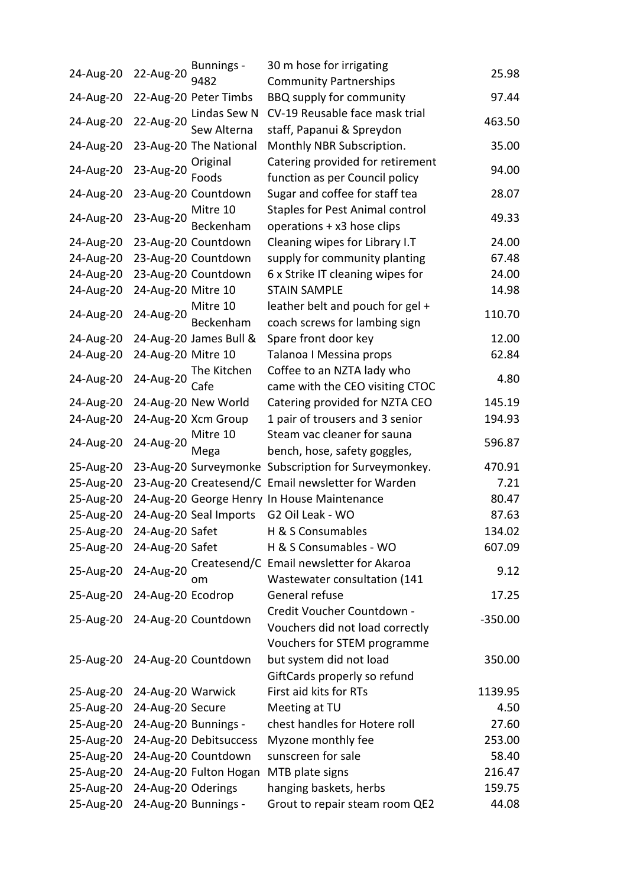| | | | | |
|---|---|---|---|---|
| 24-Aug-20 | 22-Aug-20 | Bunnings - 9482 | 30 m hose for irrigating Community Partnerships | 25.98 |
| 24-Aug-20 | 22-Aug-20 | Peter Timbs | BBQ supply for community | 97.44 |
| 24-Aug-20 | 22-Aug-20 | Lindas Sew N Sew Alterna | CV-19 Reusable face mask trial staff, Papanui & Spreydon | 463.50 |
| 24-Aug-20 | 23-Aug-20 | The National | Monthly NBR Subscription. | 35.00 |
| 24-Aug-20 | 23-Aug-20 | Original Foods | Catering provided for retirement function as per Council policy | 94.00 |
| 24-Aug-20 | 23-Aug-20 | Countdown | Sugar and coffee for staff tea | 28.07 |
| 24-Aug-20 | 23-Aug-20 | Mitre 10 Beckenham | Staples for Pest Animal control operations + x3 hose clips | 49.33 |
| 24-Aug-20 | 23-Aug-20 | Countdown | Cleaning wipes for Library I.T | 24.00 |
| 24-Aug-20 | 23-Aug-20 | Countdown | supply for community planting | 67.48 |
| 24-Aug-20 | 23-Aug-20 | Countdown | 6 x Strike IT cleaning wipes for | 24.00 |
| 24-Aug-20 | 24-Aug-20 | Mitre 10 | STAIN SAMPLE | 14.98 |
| 24-Aug-20 | 24-Aug-20 | Mitre 10 Beckenham | leather belt and pouch for gel + coach screws for lambing sign | 110.70 |
| 24-Aug-20 | 24-Aug-20 | James Bull & | Spare front door key | 12.00 |
| 24-Aug-20 | 24-Aug-20 | Mitre 10 | Talanoa I Messina props | 62.84 |
| 24-Aug-20 | 24-Aug-20 | The Kitchen Cafe | Coffee to an NZTA lady who came with the CEO visiting CTOC | 4.80 |
| 24-Aug-20 | 24-Aug-20 | New World | Catering provided for NZTA CEO | 145.19 |
| 24-Aug-20 | 24-Aug-20 | Xcm Group | 1 pair of trousers and 3 senior | 194.93 |
| 24-Aug-20 | 24-Aug-20 | Mitre 10 Mega | Steam vac cleaner for sauna bench, hose, safety goggles, | 596.87 |
| 25-Aug-20 | 23-Aug-20 | Surveymonke | Subscription for Surveymonkey. | 470.91 |
| 25-Aug-20 | 23-Aug-20 | Createsend/C | Email newsletter for Warden | 7.21 |
| 25-Aug-20 | 24-Aug-20 | George Henry | In House Maintenance | 80.47 |
| 25-Aug-20 | 24-Aug-20 | Seal Imports | G2 Oil Leak - WO | 87.63 |
| 25-Aug-20 | 24-Aug-20 | Safet | H & S Consumables | 134.02 |
| 25-Aug-20 | 24-Aug-20 | Safet | H & S Consumables - WO | 607.09 |
| 25-Aug-20 | 24-Aug-20 | Createsend/C om | Email newsletter for Akaroa Wastewater consultation (141 | 9.12 |
| 25-Aug-20 | 24-Aug-20 | Ecodrop | General refuse | 17.25 |
| 25-Aug-20 | 24-Aug-20 | Countdown | Credit Voucher Countdown - Vouchers did not load correctly | -350.00 |
| 25-Aug-20 | 24-Aug-20 | Countdown | Vouchers for STEM programme but system did not load GiftCards properly so refund | 350.00 |
| 25-Aug-20 | 24-Aug-20 | Warwick | First aid kits for RTs | 1139.95 |
| 25-Aug-20 | 24-Aug-20 | Secure | Meeting at TU | 4.50 |
| 25-Aug-20 | 24-Aug-20 | Bunnings - | chest handles for Hotere roll | 27.60 |
| 25-Aug-20 | 24-Aug-20 | Debitsuccess | Myzone monthly fee | 253.00 |
| 25-Aug-20 | 24-Aug-20 | Countdown | sunscreen for sale | 58.40 |
| 25-Aug-20 | 24-Aug-20 | Fulton Hogan | MTB plate signs | 216.47 |
| 25-Aug-20 | 24-Aug-20 | Oderings | hanging baskets, herbs | 159.75 |
| 25-Aug-20 | 24-Aug-20 | Bunnings - | Grout to repair steam room QE2 | 44.08 |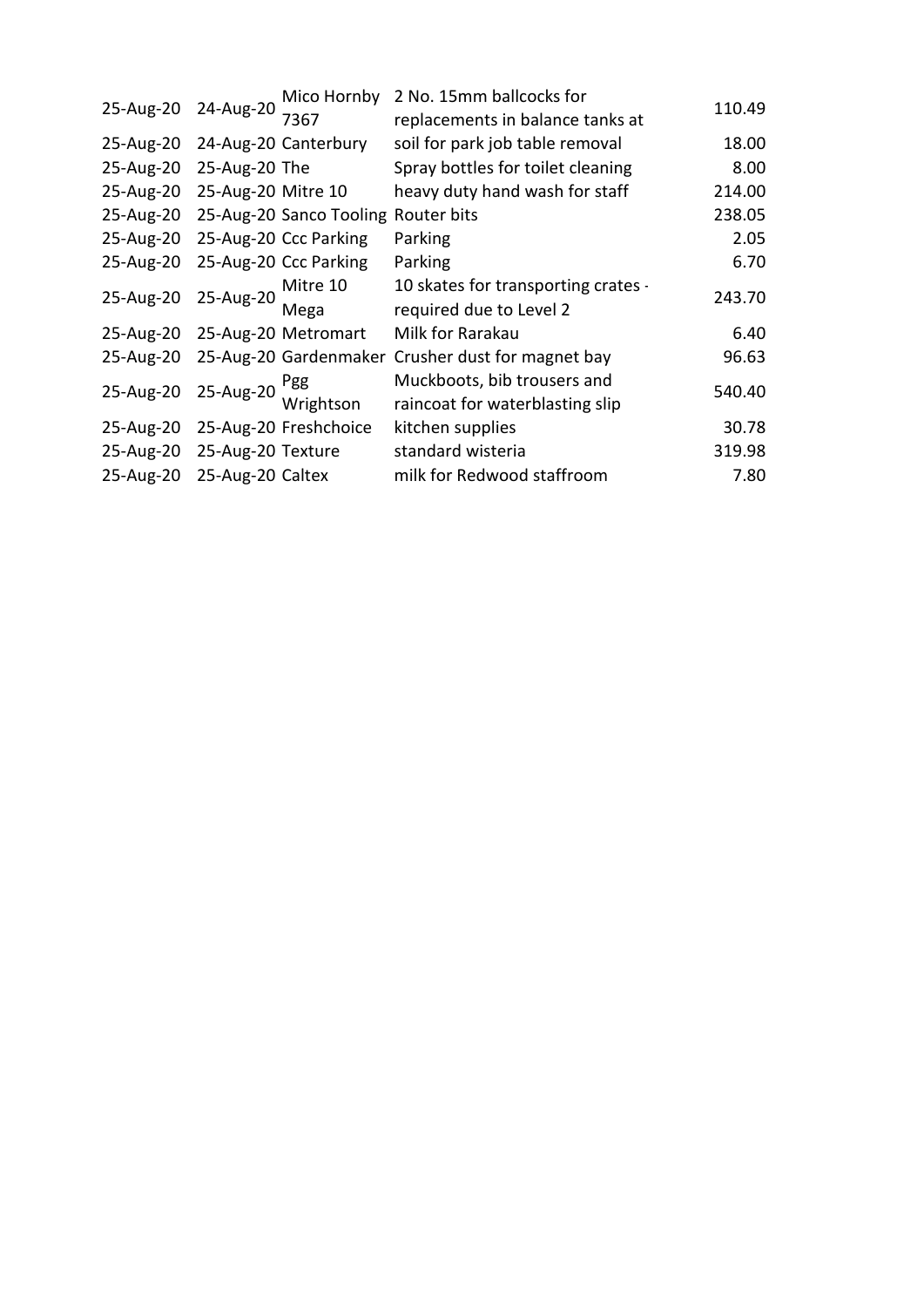| | | | | |
|---|---|---|---|---|
| 25-Aug-20 | 24-Aug-20 | Mico Hornby 7367 | 2 No. 15mm ballcocks for replacements in balance tanks at | 110.49 |
| 25-Aug-20 | 24-Aug-20 | Canterbury | soil for park job table removal | 18.00 |
| 25-Aug-20 | 25-Aug-20 | The | Spray bottles for toilet cleaning | 8.00 |
| 25-Aug-20 | 25-Aug-20 | Mitre 10 | heavy duty hand wash for staff | 214.00 |
| 25-Aug-20 | 25-Aug-20 | Sanco Tooling | Router bits | 238.05 |
| 25-Aug-20 | 25-Aug-20 | Ccc Parking | Parking | 2.05 |
| 25-Aug-20 | 25-Aug-20 | Ccc Parking | Parking | 6.70 |
| 25-Aug-20 | 25-Aug-20 | Mitre 10 Mega | 10 skates for transporting crates - required due to Level 2 | 243.70 |
| 25-Aug-20 | 25-Aug-20 | Metromart | Milk for Rarakau | 6.40 |
| 25-Aug-20 | 25-Aug-20 | Gardenmaker | Crusher dust for magnet bay | 96.63 |
| 25-Aug-20 | 25-Aug-20 | Pgg Wrightson | Muckboots, bib trousers and raincoat for waterblasting slip | 540.40 |
| 25-Aug-20 | 25-Aug-20 | Freshchoice | kitchen supplies | 30.78 |
| 25-Aug-20 | 25-Aug-20 | Texture | standard wisteria | 319.98 |
| 25-Aug-20 | 25-Aug-20 | Caltex | milk for Redwood staffroom | 7.80 |